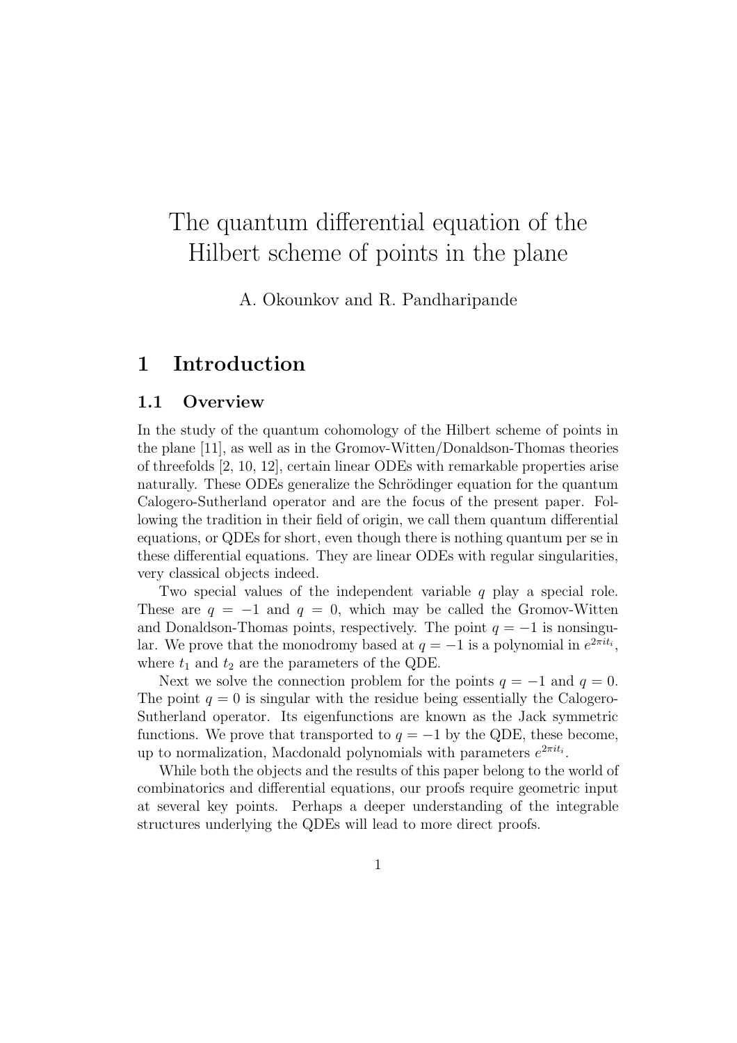# The quantum differential equation of the Hilbert scheme of points in the plane

A. Okounkov and R. Pandharipande

## 1 Introduction

### 1.1 Overview

In the study of the quantum cohomology of the Hilbert scheme of points in the plane [11], as well as in the Gromov-Witten/Donaldson-Thomas theories of threefolds [2, 10, 12], certain linear ODEs with remarkable properties arise naturally. These ODEs generalize the Schrödinger equation for the quantum Calogero-Sutherland operator and are the focus of the present paper. Following the tradition in their field of origin, we call them quantum differential equations, or QDEs for short, even though there is nothing quantum per se in these differential equations. They are linear ODEs with regular singularities, very classical objects indeed.

Two special values of the independent variable $q$ play a special role. These are $q = -1$ and $q = 0$, which may be called the Gromov-Witten and Donaldson-Thomas points, respectively. The point $q = -1$ is nonsingular. We prove that the monodromy based at $q = -1$ is a polynomial in $e^{2\pi i t_i}$, where $t_1$ and $t_2$ are the parameters of the QDE.

Next we solve the connection problem for the points $q = -1$ and $q = 0$. The point $q = 0$ is singular with the residue being essentially the Calogero-Sutherland operator. Its eigenfunctions are known as the Jack symmetric functions. We prove that transported to $q = -1$ by the QDE, these become, up to normalization, Macdonald polynomials with parameters $e^{2\pi i t_i}$.

While both the objects and the results of this paper belong to the world of combinatorics and differential equations, our proofs require geometric input at several key points. Perhaps a deeper understanding of the integrable structures underlying the QDEs will lead to more direct proofs.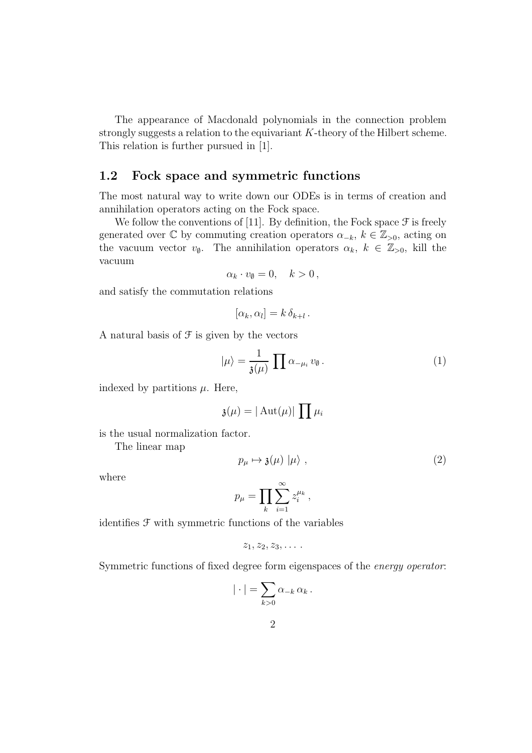The appearance of Macdonald polynomials in the connection problem strongly suggests a relation to the equivariant $K$-theory of the Hilbert scheme. This relation is further pursued in [1].

## 1.2 Fock space and symmetric functions

The most natural way to write down our ODEs is in terms of creation and annihilation operators acting on the Fock space.

We follow the conventions of [11]. By definition, the Fock space $\mathcal{F}$ is freely generated over $\mathbb{C}$ by commuting creation operators $\alpha_{-k}$, $k \in \mathbb{Z}_{>0}$, acting on the vacuum vector $v_\emptyset$. The annihilation operators $\alpha_k$, $k \in \mathbb{Z}_{>0}$, kill the vacuum

$$\alpha_k \cdot v_\emptyset = 0, \quad k > 0\,,$$

and satisfy the commutation relations

$$[\alpha_k, \alpha_l] = k\, \delta_{k+l}\,.$$

A natural basis of $\mathcal{F}$ is given by the vectors

$$|\mu\rangle = \frac{1}{\mathfrak{z}(\mu)} \prod \alpha_{-\mu_i}\, v_\emptyset\,. \tag{1}$$

indexed by partitions $\mu$. Here,

$$\mathfrak{z}(\mu) = |\operatorname{Aut}(\mu)| \prod \mu_i$$

is the usual normalization factor.

The linear map

$$p_\mu \mapsto \mathfrak{z}(\mu)\ |\mu\rangle\ , \tag{2}$$

where

$$p_\mu = \prod_k \sum_{i=1}^{\infty} z_i^{\mu_k}\,,$$

identifies $\mathcal{F}$ with symmetric functions of the variables

$$z_1, z_2, z_3, \ldots\,.$$

Symmetric functions of fixed degree form eigenspaces of the *energy operator*:

$$|\cdot| = \sum_{k>0} \alpha_{-k}\, \alpha_k\,.$$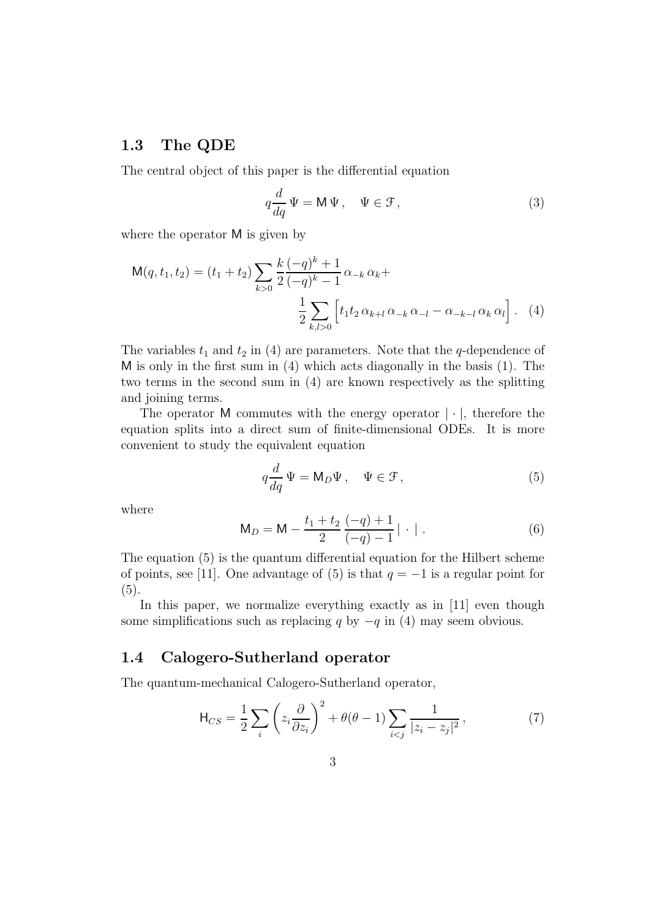### 1.3 The QDE

The central object of this paper is the differential equation

$$q\frac{d}{dq}\,\Psi = \mathsf{M}\,\Psi\,, \quad \Psi \in \mathcal{F}\,, \tag{3}$$

where the operator $\mathsf{M}$ is given by

$$\mathsf{M}(q,t_1,t_2) = (t_1+t_2)\sum_{k>0} \frac{k}{2}\frac{(-q)^k+1}{(-q)^k-1}\,\alpha_{-k}\,\alpha_k + \frac{1}{2}\sum_{k,l>0}\Big[t_1 t_2\,\alpha_{k+l}\,\alpha_{-k}\,\alpha_{-l} - \alpha_{-k-l}\,\alpha_k\,\alpha_l\Big]\,. \tag{4}$$

The variables $t_1$ and $t_2$ in (4) are parameters. Note that the $q$-dependence of $\mathsf{M}$ is only in the first sum in (4) which acts diagonally in the basis (1). The two terms in the second sum in (4) are known respectively as the splitting and joining terms.

The operator $\mathsf{M}$ commutes with the energy operator $|\cdot|$, therefore the equation splits into a direct sum of finite-dimensional ODEs. It is more convenient to study the equivalent equation

$$q\frac{d}{dq}\,\Psi = \mathsf{M}_D\Psi\,, \quad \Psi \in \mathcal{F}\,, \tag{5}$$

where

$$\mathsf{M}_D = \mathsf{M} - \frac{t_1+t_2}{2}\,\frac{(-q)+1}{(-q)-1}\,|\,\cdot\,|\,. \tag{6}$$

The equation (5) is the quantum differential equation for the Hilbert scheme of points, see [11]. One advantage of (5) is that $q=-1$ is a regular point for (5).

In this paper, we normalize everything exactly as in [11] even though some simplifications such as replacing $q$ by $-q$ in (4) may seem obvious.

### 1.4 Calogero-Sutherland operator

The quantum-mechanical Calogero-Sutherland operator,

$$\mathsf{H}_{CS} = \frac{1}{2}\sum_i \left(z_i\frac{\partial}{\partial z_i}\right)^2 + \theta(\theta-1)\sum_{i<j}\frac{1}{|z_i-z_j|^2}\,, \tag{7}$$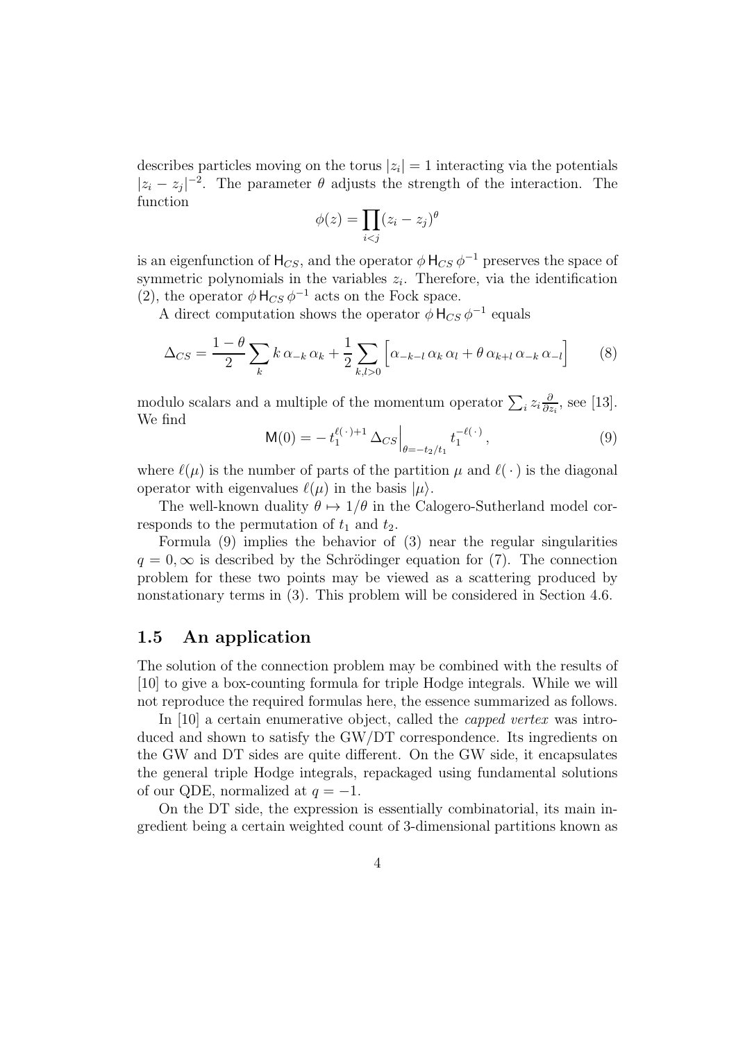describes particles moving on the torus $|z_i| = 1$ interacting via the potentials $|z_i - z_j|^{-2}$. The parameter $\theta$ adjusts the strength of the interaction. The function

$$\phi(z) = \prod_{i<j} (z_i - z_j)^\theta$$

is an eigenfunction of $\mathsf{H}_{CS}$, and the operator $\phi \, \mathsf{H}_{CS} \, \phi^{-1}$ preserves the space of symmetric polynomials in the variables $z_i$. Therefore, via the identification (2), the operator $\phi \, \mathsf{H}_{CS} \, \phi^{-1}$ acts on the Fock space.

A direct computation shows the operator $\phi \, \mathsf{H}_{CS} \, \phi^{-1}$ equals

$$\Delta_{CS} = \frac{1-\theta}{2} \sum_k k \, \alpha_{-k} \, \alpha_k + \frac{1}{2} \sum_{k,l>0} \Big[ \alpha_{-k-l} \, \alpha_k \, \alpha_l + \theta \, \alpha_{k+l} \, \alpha_{-k} \, \alpha_{-l} \Big] \tag{8}$$

modulo scalars and a multiple of the momentum operator $\sum_i z_i \frac{\partial}{\partial z_i}$, see [13]. We find

$$\mathsf{M}(0) = - \, t_1^{\ell(\,\cdot\,)+1} \, \Delta_{CS} \Big|_{\theta = -t_2/t_1} t_1^{-\ell(\,\cdot\,)} \,, \tag{9}$$

where $\ell(\mu)$ is the number of parts of the partition $\mu$ and $\ell(\,\cdot\,)$ is the diagonal operator with eigenvalues $\ell(\mu)$ in the basis $|\mu\rangle$.

The well-known duality $\theta \mapsto 1/\theta$ in the Calogero-Sutherland model corresponds to the permutation of $t_1$ and $t_2$.

Formula (9) implies the behavior of (3) near the regular singularities $q = 0, \infty$ is described by the Schrödinger equation for (7). The connection problem for these two points may be viewed as a scattering produced by nonstationary terms in (3). This problem will be considered in Section 4.6.

## 1.5 An application

The solution of the connection problem may be combined with the results of [10] to give a box-counting formula for triple Hodge integrals. While we will not reproduce the required formulas here, the essence summarized as follows.

In [10] a certain enumerative object, called the *capped vertex* was introduced and shown to satisfy the GW/DT correspondence. Its ingredients on the GW and DT sides are quite different. On the GW side, it encapsulates the general triple Hodge integrals, repackaged using fundamental solutions of our QDE, normalized at $q = -1$.

On the DT side, the expression is essentially combinatorial, its main ingredient being a certain weighted count of 3-dimensional partitions known as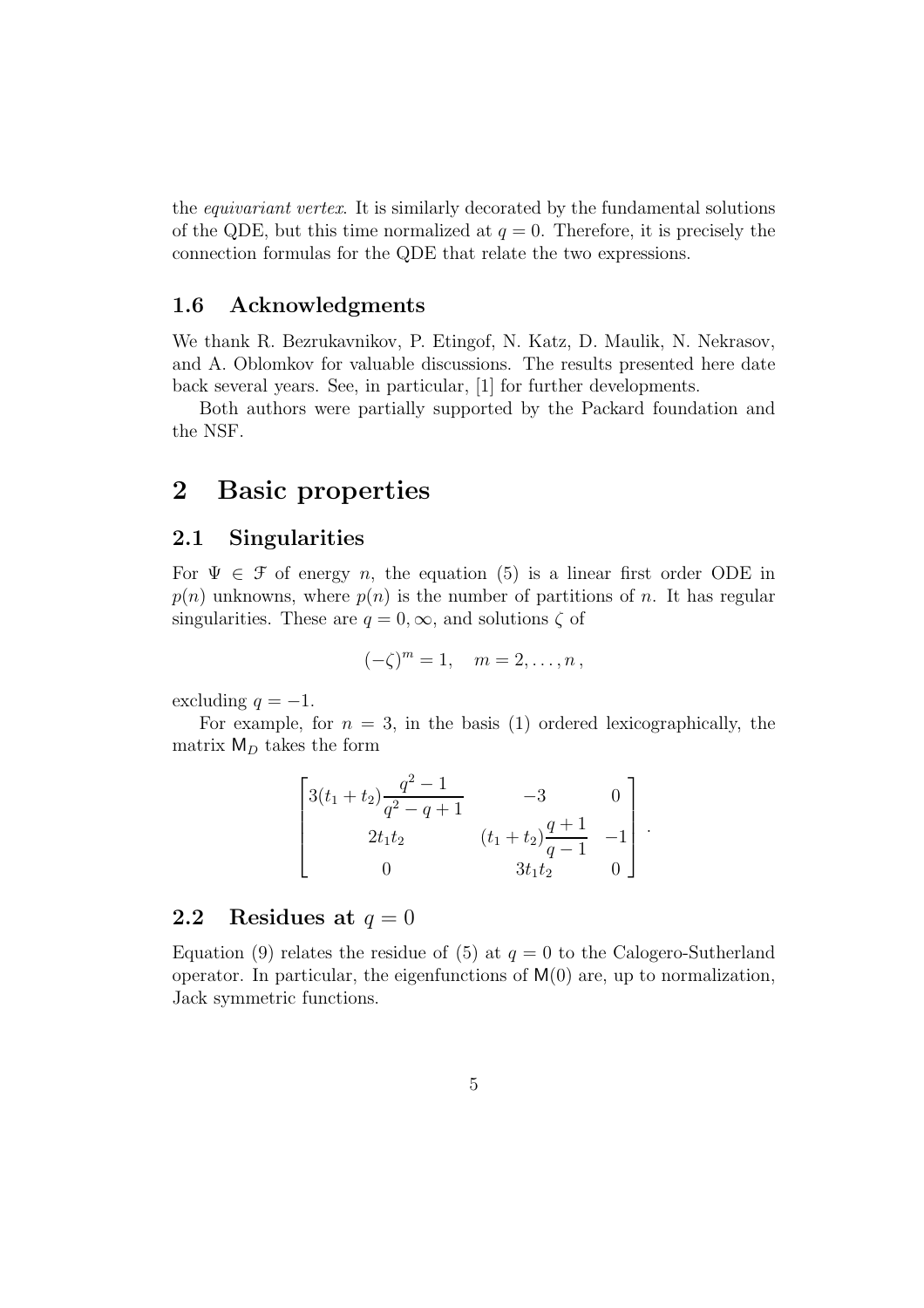the *equivariant vertex*. It is similarly decorated by the fundamental solutions of the QDE, but this time normalized at $q = 0$. Therefore, it is precisely the connection formulas for the QDE that relate the two expressions.

### 1.6 Acknowledgments

We thank R. Bezrukavnikov, P. Etingof, N. Katz, D. Maulik, N. Nekrasov, and A. Oblomkov for valuable discussions. The results presented here date back several years. See, in particular, [1] for further developments.

Both authors were partially supported by the Packard foundation and the NSF.

## 2 Basic properties

### 2.1 Singularities

For $\Psi \in \mathcal{F}$ of energy $n$, the equation (5) is a linear first order ODE in $p(n)$ unknowns, where $p(n)$ is the number of partitions of $n$. It has regular singularities. These are $q = 0, \infty$, and solutions $\zeta$ of

$$(-\zeta)^m = 1, \quad m = 2, \dots, n\,,$$

excluding $q = -1$.

For example, for $n = 3$, in the basis (1) ordered lexicographically, the matrix $\mathsf{M}_D$ takes the form

$$\begin{bmatrix} 3(t_1+t_2)\dfrac{q^2-1}{q^2-q+1} & -3 & 0 \\ 2t_1t_2 & (t_1+t_2)\dfrac{q+1}{q-1} & -1 \\ 0 & 3t_1t_2 & 0 \end{bmatrix}.$$

### 2.2 Residues at $q = 0$

Equation (9) relates the residue of (5) at $q = 0$ to the Calogero-Sutherland operator. In particular, the eigenfunctions of $\mathsf{M}(0)$ are, up to normalization, Jack symmetric functions.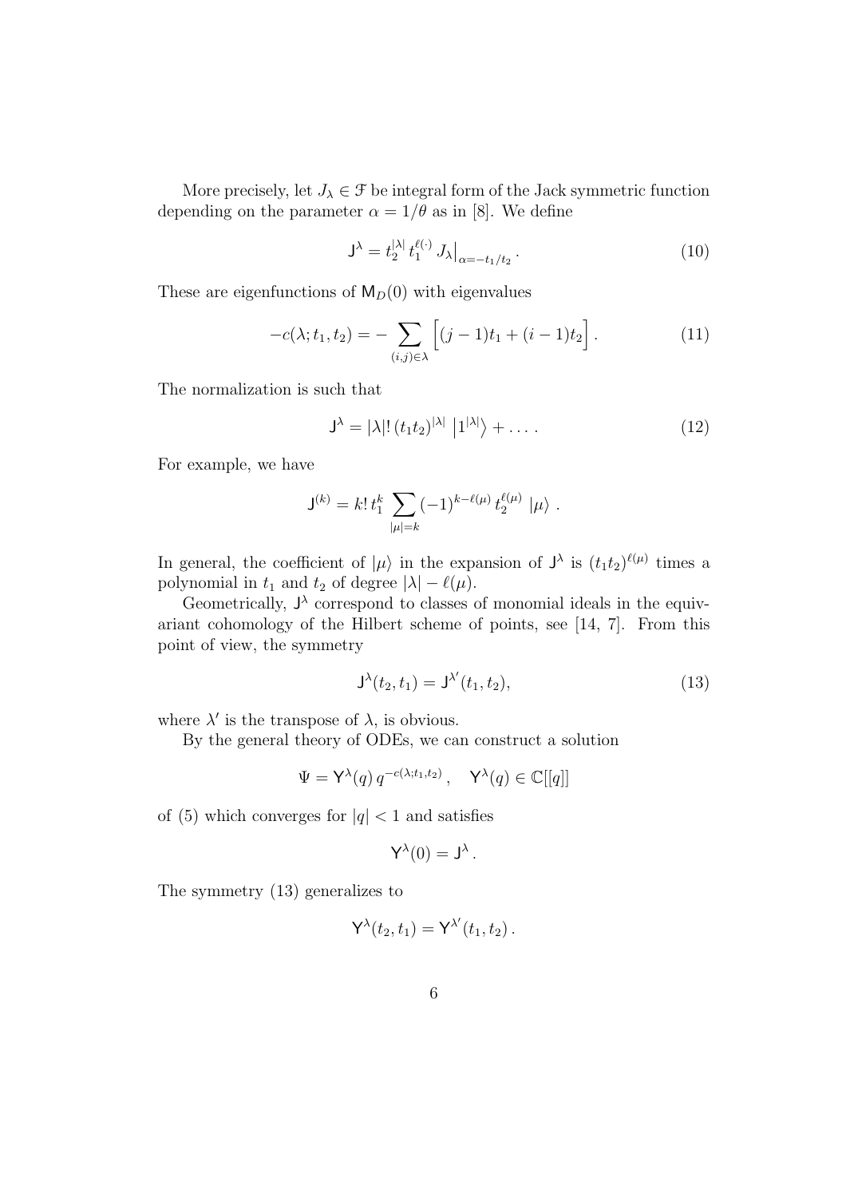More precisely, let $J_\lambda \in \mathcal{F}$ be integral form of the Jack symmetric function depending on the parameter $\alpha = 1/\theta$ as in [8]. We define

$$\mathsf{J}^\lambda = t_2^{|\lambda|}\, t_1^{\ell(\cdot)}\, J_\lambda\big|_{\alpha=-t_1/t_2}\,. \tag{10}$$

These are eigenfunctions of $\mathsf{M}_D(0)$ with eigenvalues

$$-c(\lambda; t_1, t_2) = -\sum_{(i,j)\in\lambda} \Big[(j-1)t_1 + (i-1)t_2\Big]\,. \tag{11}$$

The normalization is such that

$$\mathsf{J}^\lambda = |\lambda|!\,(t_1 t_2)^{|\lambda|}\,\left|1^{|\lambda|}\right\rangle + \dots\,. \tag{12}$$

For example, we have

$$\mathsf{J}^{(k)} = k!\, t_1^k \sum_{|\mu|=k} (-1)^{k-\ell(\mu)}\, t_2^{\ell(\mu)}\, \left|\mu\right\rangle\,.$$

In general, the coefficient of $|\mu\rangle$ in the expansion of $\mathsf{J}^\lambda$ is $(t_1 t_2)^{\ell(\mu)}$ times a polynomial in $t_1$ and $t_2$ of degree $|\lambda| - \ell(\mu)$.

Geometrically, $\mathsf{J}^\lambda$ correspond to classes of monomial ideals in the equivariant cohomology of the Hilbert scheme of points, see [14, 7]. From this point of view, the symmetry

$$\mathsf{J}^\lambda(t_2, t_1) = \mathsf{J}^{\lambda'}(t_1, t_2), \tag{13}$$

where $\lambda'$ is the transpose of $\lambda$, is obvious.

By the general theory of ODEs, we can construct a solution

$$\Psi = \mathsf{Y}^\lambda(q)\, q^{-c(\lambda;t_1,t_2)}\,, \quad \mathsf{Y}^\lambda(q) \in \mathbb{C}[[q]]$$

of (5) which converges for $|q| < 1$ and satisfies

$$\mathsf{Y}^\lambda(0) = \mathsf{J}^\lambda\,.$$

The symmetry (13) generalizes to

$$\mathsf{Y}^\lambda(t_2, t_1) = \mathsf{Y}^{\lambda'}(t_1, t_2)\,.$$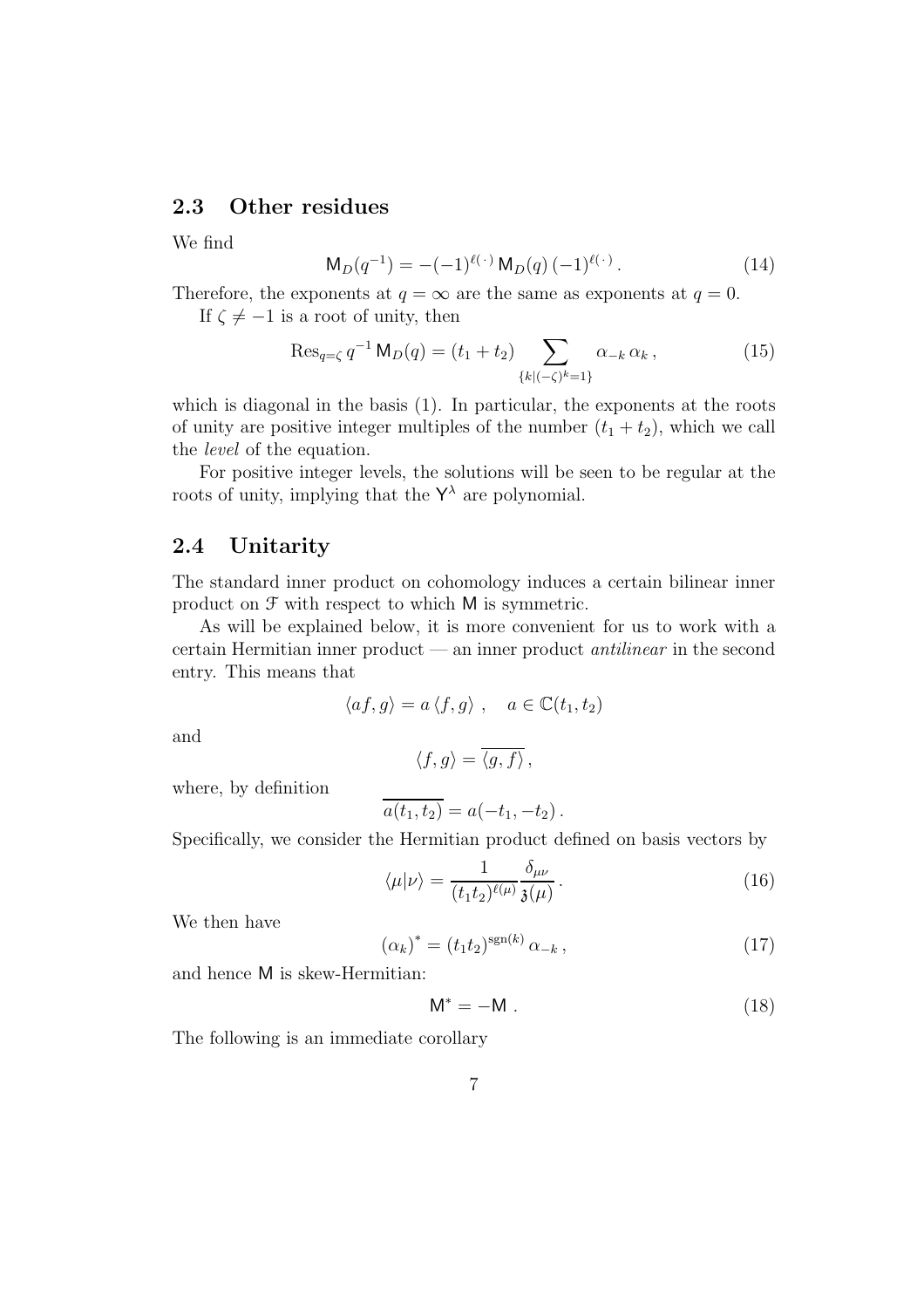## 2.3 Other residues

We find

$$\mathsf{M}_D(q^{-1}) = -(-1)^{\ell(\,\cdot\,)}\,\mathsf{M}_D(q)\,(-1)^{\ell(\,\cdot\,)}\,. \tag{14}$$

Therefore, the exponents at $q=\infty$ are the same as exponents at $q=0$.

If $\zeta \neq -1$ is a root of unity, then

$$\operatorname{Res}_{q=\zeta} q^{-1}\,\mathsf{M}_D(q) = (t_1+t_2) \sum_{\{k|(-\zeta)^k=1\}} \alpha_{-k}\,\alpha_k\,, \tag{15}$$

which is diagonal in the basis (1). In particular, the exponents at the roots of unity are positive integer multiples of the number $(t_1+t_2)$, which we call the *level* of the equation.

For positive integer levels, the solutions will be seen to be regular at the roots of unity, implying that the $\mathsf{Y}^\lambda$ are polynomial.

## 2.4 Unitarity

The standard inner product on cohomology induces a certain bilinear inner product on $\mathcal{F}$ with respect to which $\mathsf{M}$ is symmetric.

As will be explained below, it is more convenient for us to work with a certain Hermitian inner product — an inner product *antilinear* in the second entry. This means that

$$\langle af, g\rangle = a\,\langle f, g\rangle\,, \quad a \in \mathbb{C}(t_1,t_2)$$

and

$$\langle f, g\rangle = \overline{\langle g, f\rangle}\,,$$

where, by definition

$$\overline{a(t_1,t_2)} = a(-t_1,-t_2)\,.$$

Specifically, we consider the Hermitian product defined on basis vectors by

$$\langle \mu|\nu\rangle = \frac{1}{(t_1t_2)^{\ell(\mu)}}\frac{\delta_{\mu\nu}}{\mathfrak{z}(\mu)}\,. \tag{16}$$

We then have

$$(\alpha_k)^* = (t_1t_2)^{\operatorname{sgn}(k)}\,\alpha_{-k}\,, \tag{17}$$

and hence $\mathsf{M}$ is skew-Hermitian:

$$\mathsf{M}^* = -\mathsf{M}\,. \tag{18}$$

The following is an immediate corollary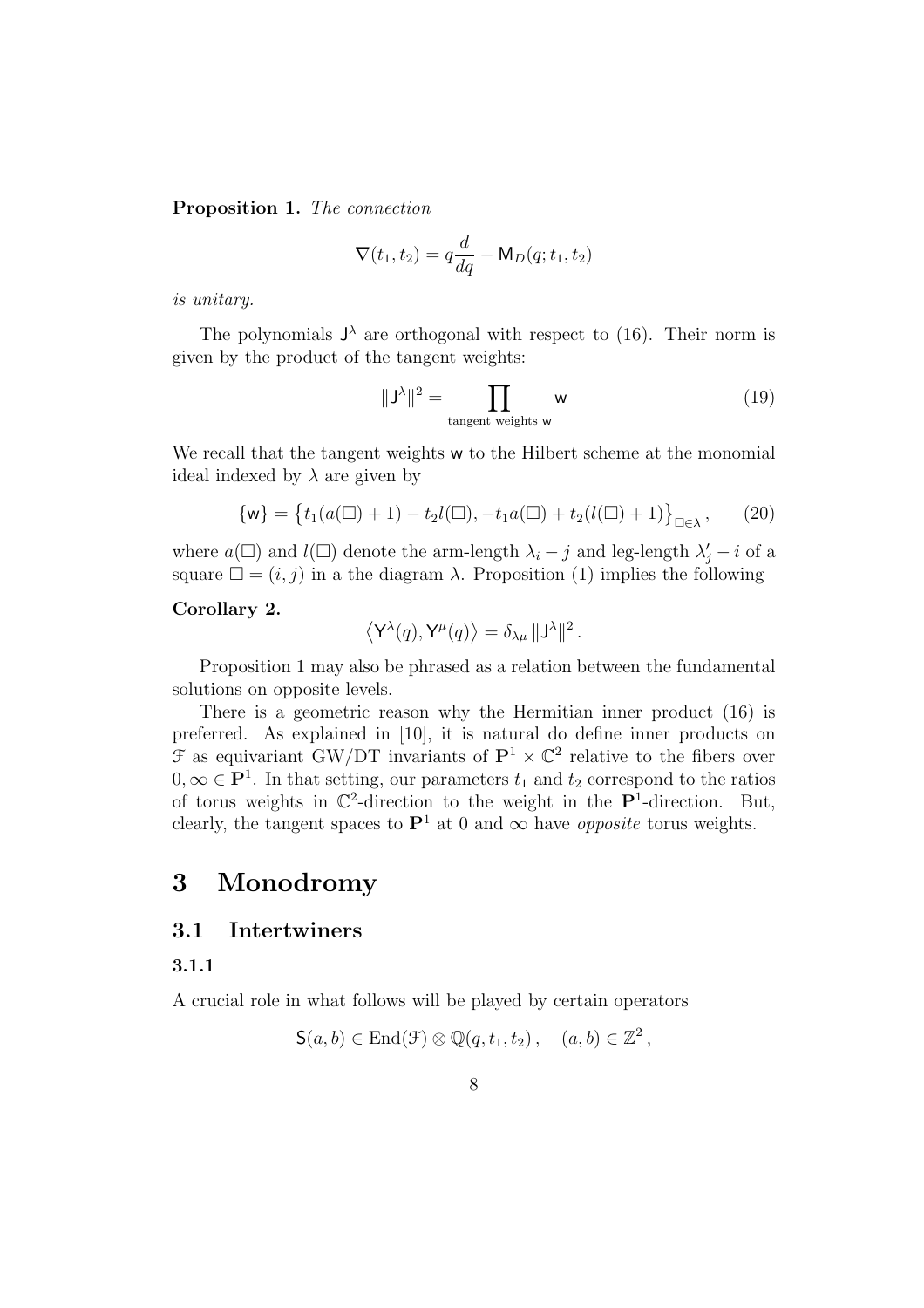**Proposition 1.** *The connection*

$$\nabla(t_1, t_2) = q\frac{d}{dq} - \mathsf{M}_D(q; t_1, t_2)$$

*is unitary.*

The polynomials $\mathsf{J}^\lambda$ are orthogonal with respect to (16). Their norm is given by the product of the tangent weights:

$$\|\mathsf{J}^\lambda\|^2 = \prod_{\text{tangent weights } \mathsf{w}} \mathsf{w} \tag{19}$$

We recall that the tangent weights $\mathsf{w}$ to the Hilbert scheme at the monomial ideal indexed by $\lambda$ are given by

$$\{\mathsf{w}\} = \left\{t_1(a(\square) + 1) - t_2 l(\square), -t_1 a(\square) + t_2(l(\square) + 1)\right\}_{\square \in \lambda}, \tag{20}$$

where $a(\square)$ and $l(\square)$ denote the arm-length $\lambda_i - j$ and leg-length $\lambda'_j - i$ of a square $\square = (i, j)$ in a the diagram $\lambda$. Proposition (1) implies the following

**Corollary 2.**

$$\left\langle \mathsf{Y}^\lambda(q), \mathsf{Y}^\mu(q) \right\rangle = \delta_{\lambda\mu} \|\mathsf{J}^\lambda\|^2 .$$

Proposition 1 may also be phrased as a relation between the fundamental solutions on opposite levels.

There is a geometric reason why the Hermitian inner product (16) is preferred. As explained in [10], it is natural do define inner products on $\mathcal{F}$ as equivariant GW/DT invariants of $\mathbf{P}^1 \times \mathbb{C}^2$ relative to the fibers over $0, \infty \in \mathbf{P}^1$. In that setting, our parameters $t_1$ and $t_2$ correspond to the ratios of torus weights in $\mathbb{C}^2$-direction to the weight in the $\mathbf{P}^1$-direction. But, clearly, the tangent spaces to $\mathbf{P}^1$ at 0 and $\infty$ have *opposite* torus weights.

# 3 Monodromy

## 3.1 Intertwiners

### 3.1.1

A crucial role in what follows will be played by certain operators

$$\mathsf{S}(a, b) \in \operatorname{End}(\mathcal{F}) \otimes \mathbb{Q}(q, t_1, t_2), \quad (a, b) \in \mathbb{Z}^2 ,$$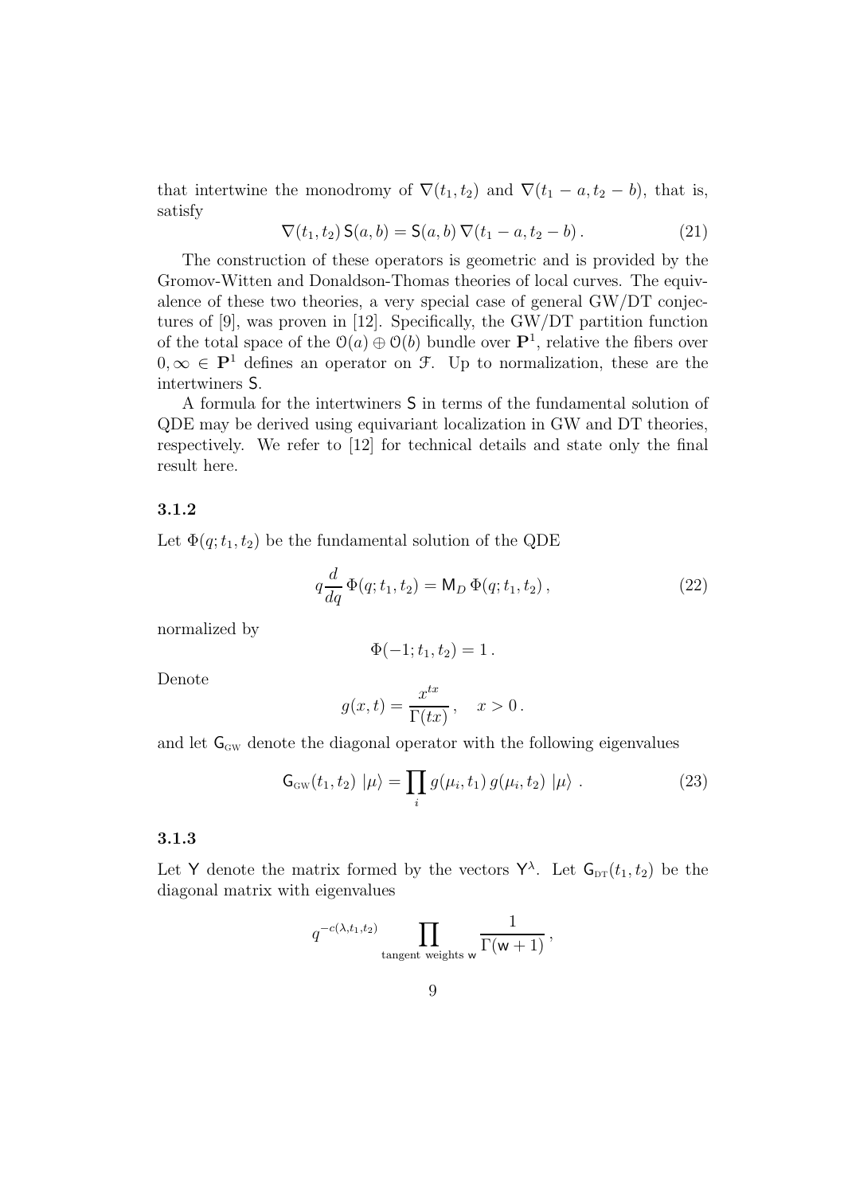that intertwine the monodromy of $\nabla(t_1, t_2)$ and $\nabla(t_1 - a, t_2 - b)$, that is, satisfy

$$\nabla(t_1, t_2)\, \mathsf{S}(a, b) = \mathsf{S}(a, b)\, \nabla(t_1 - a, t_2 - b)\,. \tag{21}$$

The construction of these operators is geometric and is provided by the Gromov-Witten and Donaldson-Thomas theories of local curves. The equivalence of these two theories, a very special case of general GW/DT conjectures of [9], was proven in [12]. Specifically, the GW/DT partition function of the total space of the $\mathcal{O}(a) \oplus \mathcal{O}(b)$ bundle over $\mathbf{P}^1$, relative the fibers over $0, \infty \in \mathbf{P}^1$ defines an operator on $\mathcal{F}$. Up to normalization, these are the intertwiners $\mathsf{S}$.

A formula for the intertwiners $\mathsf{S}$ in terms of the fundamental solution of QDE may be derived using equivariant localization in GW and DT theories, respectively. We refer to [12] for technical details and state only the final result here.

### 3.1.2

Let $\Phi(q; t_1, t_2)$ be the fundamental solution of the QDE

$$q \frac{d}{dq}\, \Phi(q; t_1, t_2) = \mathsf{M}_D\, \Phi(q; t_1, t_2)\,, \tag{22}$$

normalized by

$$\Phi(-1; t_1, t_2) = 1\,.$$

Denote

$$g(x, t) = \frac{x^{tx}}{\Gamma(tx)}\,, \quad x > 0\,.$$

and let $\mathsf{G}_{\text{GW}}$ denote the diagonal operator with the following eigenvalues

$$\mathsf{G}_{\text{GW}}(t_1, t_2)\ |\mu\rangle = \prod_i g(\mu_i, t_1)\, g(\mu_i, t_2)\ |\mu\rangle\ . \tag{23}$$

### 3.1.3

Let $\mathsf{Y}$ denote the matrix formed by the vectors $\mathsf{Y}^\lambda$. Let $\mathsf{G}_{\text{DT}}(t_1, t_2)$ be the diagonal matrix with eigenvalues

$$q^{-c(\lambda, t_1, t_2)} \prod_{\text{tangent weights } \mathsf{w}} \frac{1}{\Gamma(\mathsf{w} + 1)}\,,$$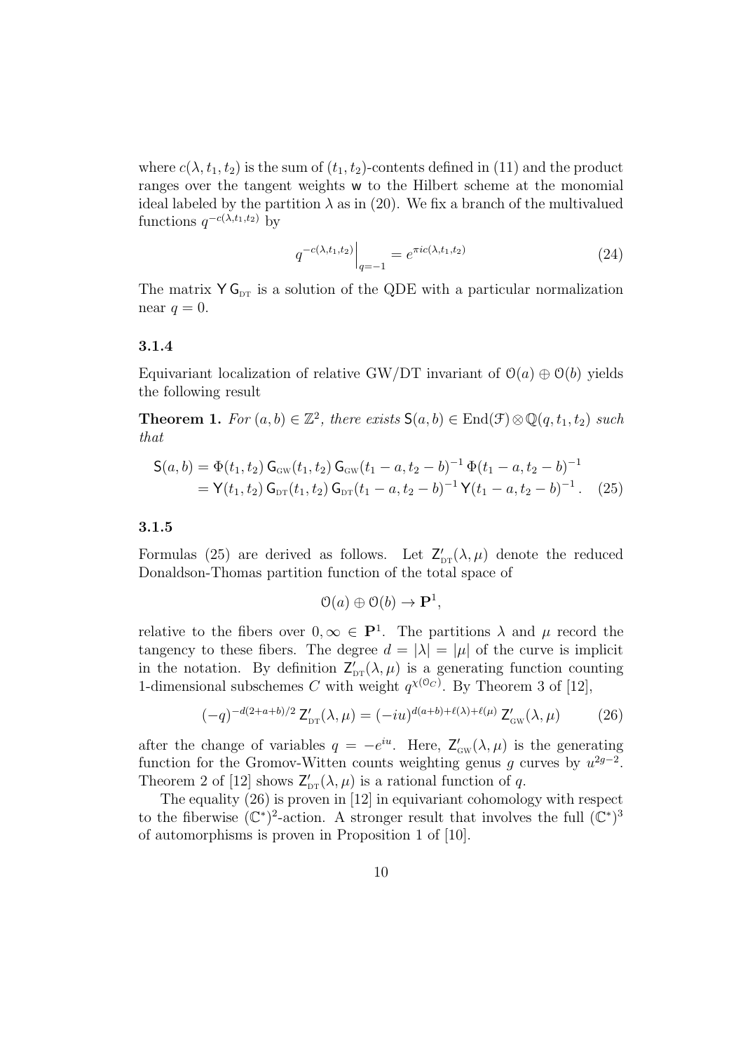where $c(\lambda, t_1, t_2)$ is the sum of $(t_1, t_2)$-contents defined in (11) and the product ranges over the tangent weights $\mathsf{w}$ to the Hilbert scheme at the monomial ideal labeled by the partition $\lambda$ as in (20). We fix a branch of the multivalued functions $q^{-c(\lambda,t_1,t_2)}$ by

$$q^{-c(\lambda,t_1,t_2)}\Big|_{q=-1} = e^{\pi i c(\lambda,t_1,t_2)} \tag{24}$$

The matrix $\mathsf{Y}\,\mathsf{G}_{\text{DT}}$ is a solution of the QDE with a particular normalization near $q = 0$.

### 3.1.4

Equivariant localization of relative GW/DT invariant of $\mathcal{O}(a) \oplus \mathcal{O}(b)$ yields the following result

**Theorem 1.** *For $(a, b) \in \mathbb{Z}^2$, there exists $\mathsf{S}(a, b) \in \operatorname{End}(\mathcal{F}) \otimes \mathbb{Q}(q, t_1, t_2)$ such that*

$$\begin{aligned} \mathsf{S}(a, b) &= \Phi(t_1, t_2)\, \mathsf{G}_{\text{GW}}(t_1, t_2)\, \mathsf{G}_{\text{GW}}(t_1 - a, t_2 - b)^{-1}\, \Phi(t_1 - a, t_2 - b)^{-1} \\ &= \mathsf{Y}(t_1, t_2)\, \mathsf{G}_{\text{DT}}(t_1, t_2)\, \mathsf{G}_{\text{DT}}(t_1 - a, t_2 - b)^{-1}\, \mathsf{Y}(t_1 - a, t_2 - b)^{-1}. \end{aligned} \tag{25}$$

### 3.1.5

Formulas (25) are derived as follows. Let $\mathsf{Z}'_{\text{DT}}(\lambda, \mu)$ denote the reduced Donaldson-Thomas partition function of the total space of

$$\mathcal{O}(a) \oplus \mathcal{O}(b) \to \mathbf{P}^1,$$

relative to the fibers over $0, \infty \in \mathbf{P}^1$. The partitions $\lambda$ and $\mu$ record the tangency to these fibers. The degree $d = |\lambda| = |\mu|$ of the curve is implicit in the notation. By definition $\mathsf{Z}'_{\text{DT}}(\lambda, \mu)$ is a generating function counting 1-dimensional subschemes $C$ with weight $q^{\chi(\mathcal{O}_C)}$. By Theorem 3 of [12],

$$(-q)^{-d(2+a+b)/2}\, \mathsf{Z}'_{\text{DT}}(\lambda, \mu) = (-iu)^{d(a+b)+\ell(\lambda)+\ell(\mu)}\, \mathsf{Z}'_{\text{GW}}(\lambda, \mu) \tag{26}$$

after the change of variables $q = -e^{iu}$. Here, $\mathsf{Z}'_{\text{GW}}(\lambda, \mu)$ is the generating function for the Gromov-Witten counts weighting genus $g$ curves by $u^{2g-2}$. Theorem 2 of [12] shows $\mathsf{Z}'_{\text{DT}}(\lambda, \mu)$ is a rational function of $q$.

The equality (26) is proven in [12] in equivariant cohomology with respect to the fiberwise $(\mathbb{C}^*)^2$-action. A stronger result that involves the full $(\mathbb{C}^*)^3$ of automorphisms is proven in Proposition 1 of [10].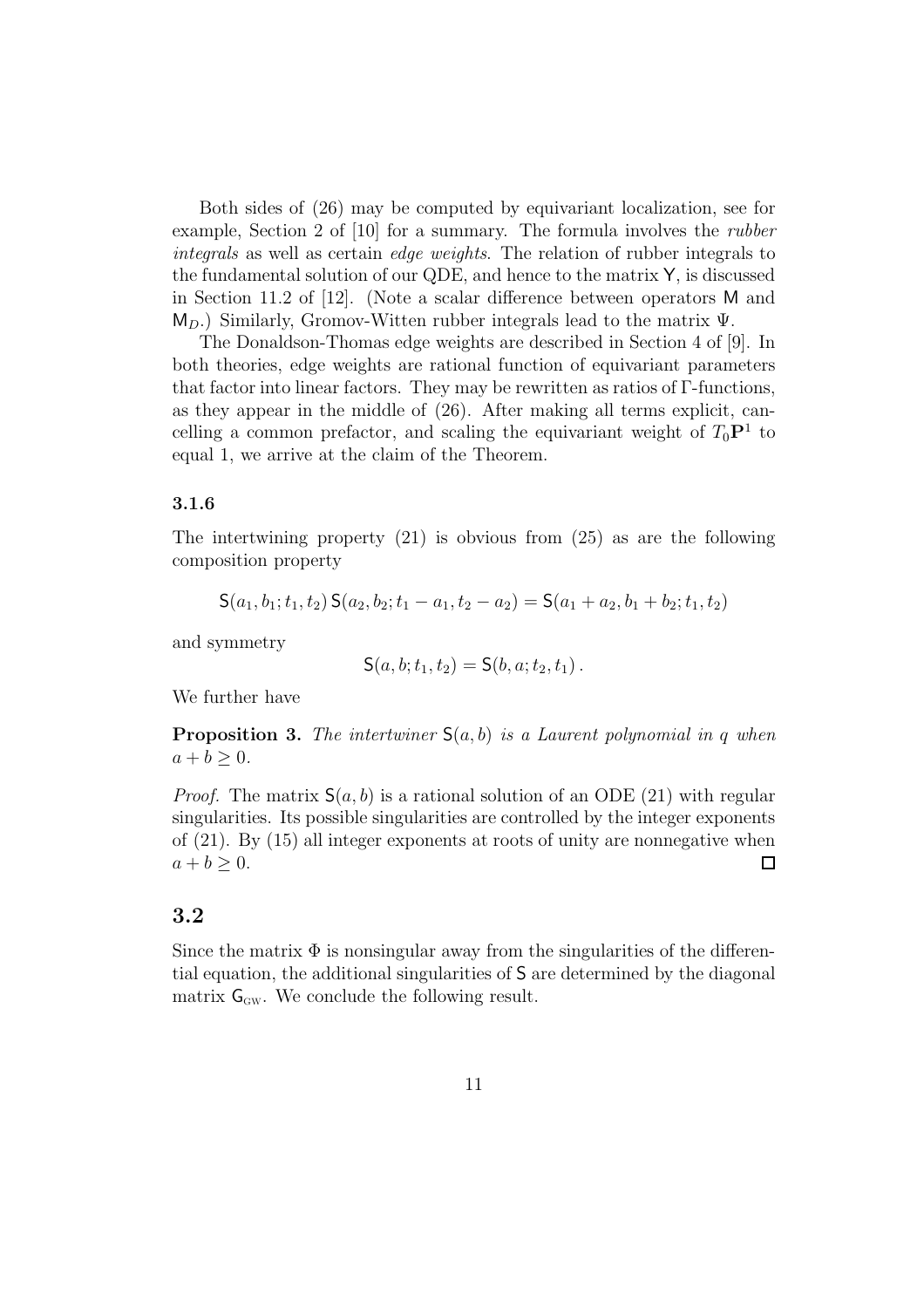Both sides of (26) may be computed by equivariant localization, see for example, Section 2 of [10] for a summary. The formula involves the *rubber integrals* as well as certain *edge weights*. The relation of rubber integrals to the fundamental solution of our QDE, and hence to the matrix $\mathsf{Y}$, is discussed in Section 11.2 of [12]. (Note a scalar difference between operators $\mathsf{M}$ and $\mathsf{M}_D$.) Similarly, Gromov-Witten rubber integrals lead to the matrix $\Psi$.

The Donaldson-Thomas edge weights are described in Section 4 of [9]. In both theories, edge weights are rational function of equivariant parameters that factor into linear factors. They may be rewritten as ratios of $\Gamma$-functions, as they appear in the middle of (26). After making all terms explicit, cancelling a common prefactor, and scaling the equivariant weight of $T_0\mathbf{P}^1$ to equal 1, we arrive at the claim of the Theorem.

### 3.1.6

The intertwining property (21) is obvious from (25) as are the following composition property

$$\mathsf{S}(a_1, b_1; t_1, t_2)\, \mathsf{S}(a_2, b_2; t_1 - a_1, t_2 - a_2) = \mathsf{S}(a_1 + a_2, b_1 + b_2; t_1, t_2)$$

and symmetry

$$\mathsf{S}(a, b; t_1, t_2) = \mathsf{S}(b, a; t_2, t_1)\,.$$

We further have

**Proposition 3.** *The intertwiner $\mathsf{S}(a, b)$ is a Laurent polynomial in $q$ when $a + b \geq 0$.*

*Proof.* The matrix $\mathsf{S}(a, b)$ is a rational solution of an ODE (21) with regular singularities. Its possible singularities are controlled by the integer exponents of (21). By (15) all integer exponents at roots of unity are nonnegative when $a + b \geq 0$. □

## 3.2

Since the matrix $\Phi$ is nonsingular away from the singularities of the differential equation, the additional singularities of $\mathsf{S}$ are determined by the diagonal matrix $\mathsf{G}_{\text{GW}}$. We conclude the following result.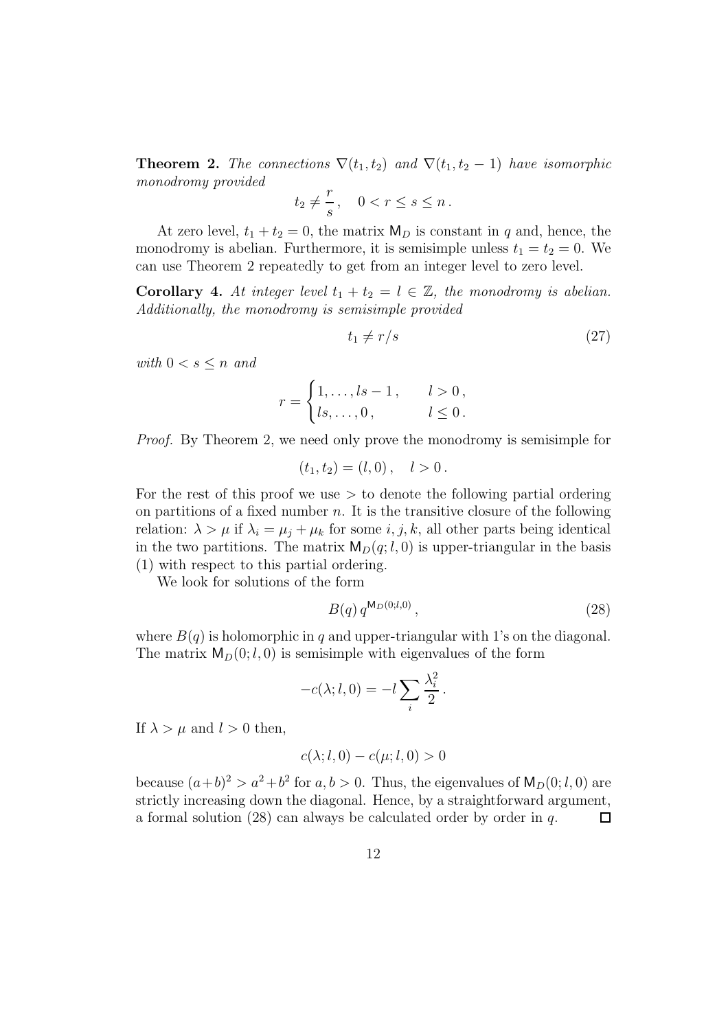**Theorem 2.** *The connections $\nabla(t_1, t_2)$ and $\nabla(t_1, t_2 - 1)$ have isomorphic monodromy provided*

$$t_2 \neq \frac{r}{s}, \quad 0 < r \leq s \leq n\,.$$

At zero level, $t_1 + t_2 = 0$, the matrix $\mathsf{M}_D$ is constant in $q$ and, hence, the monodromy is abelian. Furthermore, it is semisimple unless $t_1 = t_2 = 0$. We can use Theorem 2 repeatedly to get from an integer level to zero level.

**Corollary 4.** *At integer level $t_1 + t_2 = l \in \mathbb{Z}$, the monodromy is abelian. Additionally, the monodromy is semisimple provided*

$$t_1 \neq r/s \tag{27}$$

*with $0 < s \leq n$ and*

$$r = \begin{cases} 1, \ldots, ls - 1\,, & l > 0\,, \\ ls, \ldots, 0\,, & l \leq 0\,. \end{cases}$$

*Proof.* By Theorem 2, we need only prove the monodromy is semisimple for

$$(t_1, t_2) = (l, 0)\,, \quad l > 0\,.$$

For the rest of this proof we use $>$ to denote the following partial ordering on partitions of a fixed number $n$. It is the transitive closure of the following relation: $\lambda > \mu$ if $\lambda_i = \mu_j + \mu_k$ for some $i, j, k$, all other parts being identical in the two partitions. The matrix $\mathsf{M}_D(q; l, 0)$ is upper-triangular in the basis (1) with respect to this partial ordering.

We look for solutions of the form

$$B(q)\, q^{\mathsf{M}_D(0;l,0)}\,, \tag{28}$$

where $B(q)$ is holomorphic in $q$ and upper-triangular with 1's on the diagonal. The matrix $\mathsf{M}_D(0; l, 0)$ is semisimple with eigenvalues of the form

$$-c(\lambda; l, 0) = -l \sum_i \frac{\lambda_i^2}{2}\,.$$

If $\lambda > \mu$ and $l > 0$ then,

$$c(\lambda; l, 0) - c(\mu; l, 0) > 0$$

because $(a+b)^2 > a^2 + b^2$ for $a, b > 0$. Thus, the eigenvalues of $\mathsf{M}_D(0; l, 0)$ are strictly increasing down the diagonal. Hence, by a straightforward argument, a formal solution (28) can always be calculated order by order in $q$. $\square$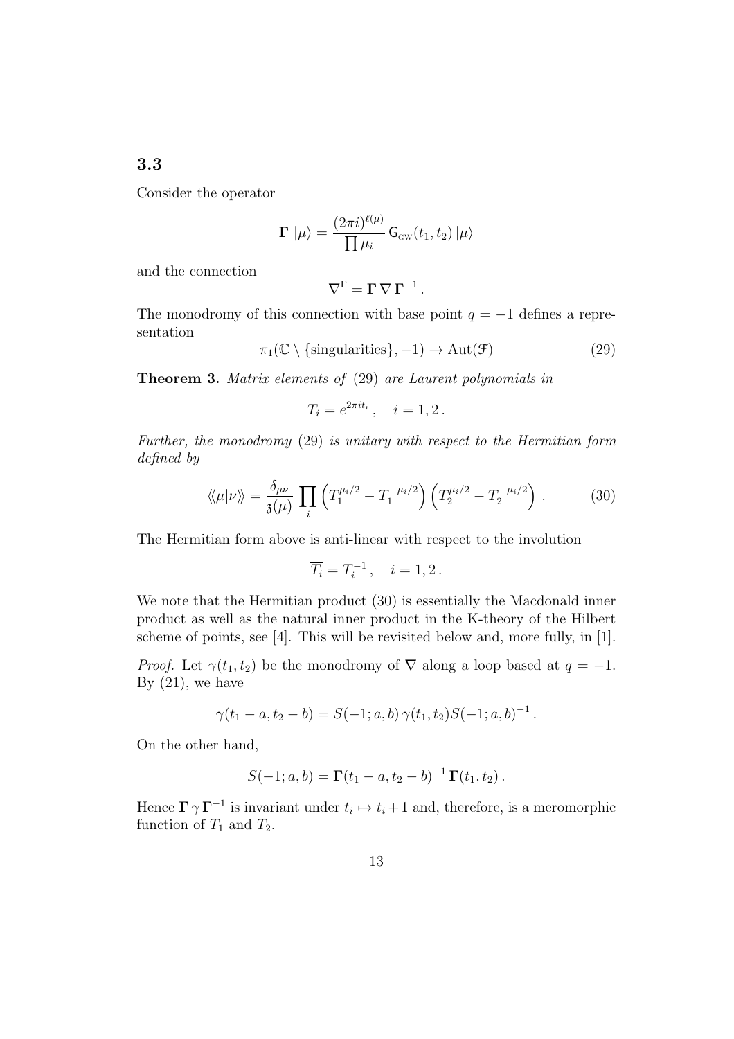### 3.3

Consider the operator

$$\mathbf{\Gamma}\, |\mu\rangle = \frac{(2\pi i)^{\ell(\mu)}}{\prod \mu_i}\, \mathsf{G}_{\mathrm{GW}}(t_1,t_2)\, |\mu\rangle$$

and the connection

$$\nabla^{\Gamma} = \mathbf{\Gamma}\, \nabla\, \mathbf{\Gamma}^{-1}\,.$$

The monodromy of this connection with base point $q=-1$ defines a representation

$$\pi_1(\mathbb{C}\setminus\{\text{singularities}\},-1) \to \operatorname{Aut}(\mathcal{F}) \tag{29}$$

**Theorem 3.** *Matrix elements of* (29) *are Laurent polynomials in*

$$T_i = e^{2\pi i t_i}\,, \quad i=1,2\,.$$

*Further, the monodromy* (29) *is unitary with respect to the Hermitian form defined by*

$$\langle\!\langle \mu | \nu \rangle\!\rangle = \frac{\delta_{\mu\nu}}{\mathfrak{z}(\mu)} \prod_i \left(T_1^{\mu_i/2} - T_1^{-\mu_i/2}\right)\left(T_2^{\mu_i/2} - T_2^{-\mu_i/2}\right)\,. \tag{30}$$

The Hermitian form above is anti-linear with respect to the involution

$$\overline{T_i} = T_i^{-1}\,, \quad i=1,2\,.$$

We note that the Hermitian product (30) is essentially the Macdonald inner product as well as the natural inner product in the K-theory of the Hilbert scheme of points, see [4]. This will be revisited below and, more fully, in [1].

*Proof.* Let $\gamma(t_1,t_2)$ be the monodromy of $\nabla$ along a loop based at $q=-1$. By (21), we have

$$\gamma(t_1-a,t_2-b) = S(-1;a,b)\,\gamma(t_1,t_2) S(-1;a,b)^{-1}\,.$$

On the other hand,

$$S(-1;a,b) = \mathbf{\Gamma}(t_1-a,t_2-b)^{-1}\,\mathbf{\Gamma}(t_1,t_2)\,.$$

Hence $\mathbf{\Gamma}\,\gamma\,\mathbf{\Gamma}^{-1}$ is invariant under $t_i \mapsto t_i+1$ and, therefore, is a meromorphic function of $T_1$ and $T_2$.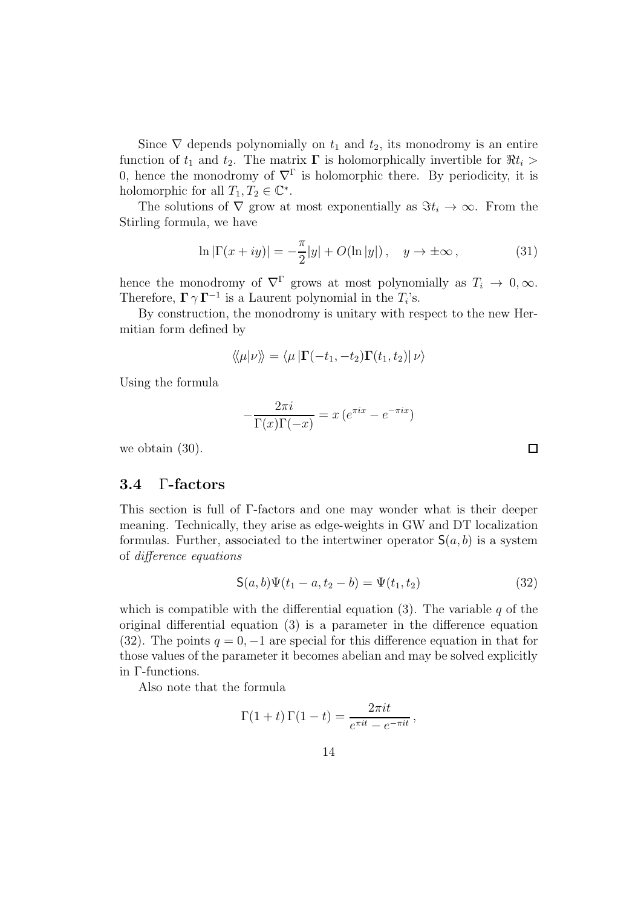Since $\nabla$ depends polynomially on $t_1$ and $t_2$, its monodromy is an entire function of $t_1$ and $t_2$. The matrix $\mathbf{\Gamma}$ is holomorphically invertible for $\Re t_i > 0$, hence the monodromy of $\nabla^\Gamma$ is holomorphic there. By periodicity, it is holomorphic for all $T_1, T_2 \in \mathbb{C}^*$.

The solutions of $\nabla$ grow at most exponentially as $\Im t_i \to \infty$. From the Stirling formula, we have

$$\ln |\Gamma(x+iy)| = -\frac{\pi}{2}|y| + O(\ln |y|)\,, \quad y \to \pm\infty\,, \tag{31}$$

hence the monodromy of $\nabla^\Gamma$ grows at most polynomially as $T_i \to 0, \infty$. Therefore, $\mathbf{\Gamma}\,\gamma\,\mathbf{\Gamma}^{-1}$ is a Laurent polynomial in the $T_i$'s.

By construction, the monodromy is unitary with respect to the new Hermitian form defined by

$$\langle\!\langle \mu | \nu \rangle\!\rangle = \langle \mu \,|\mathbf{\Gamma}(-t_1,-t_2)\mathbf{\Gamma}(t_1,t_2)|\, \nu \rangle$$

Using the formula

$$-\frac{2\pi i}{\Gamma(x)\Gamma(-x)} = x\left(e^{\pi i x} - e^{-\pi i x}\right)$$

we obtain (30). $\square$

### 3.4 $\Gamma$-factors

This section is full of $\Gamma$-factors and one may wonder what is their deeper meaning. Technically, they arise as edge-weights in GW and DT localization formulas. Further, associated to the intertwiner operator $\mathsf{S}(a,b)$ is a system of *difference equations*

$$\mathsf{S}(a,b)\Psi(t_1 - a, t_2 - b) = \Psi(t_1,t_2) \tag{32}$$

which is compatible with the differential equation (3). The variable $q$ of the original differential equation (3) is a parameter in the difference equation (32). The points $q = 0, -1$ are special for this difference equation in that for those values of the parameter it becomes abelian and may be solved explicitly in $\Gamma$-functions.

Also note that the formula

$$\Gamma(1+t)\,\Gamma(1-t) = \frac{2\pi i t}{e^{\pi i t} - e^{-\pi i t}}\,,$$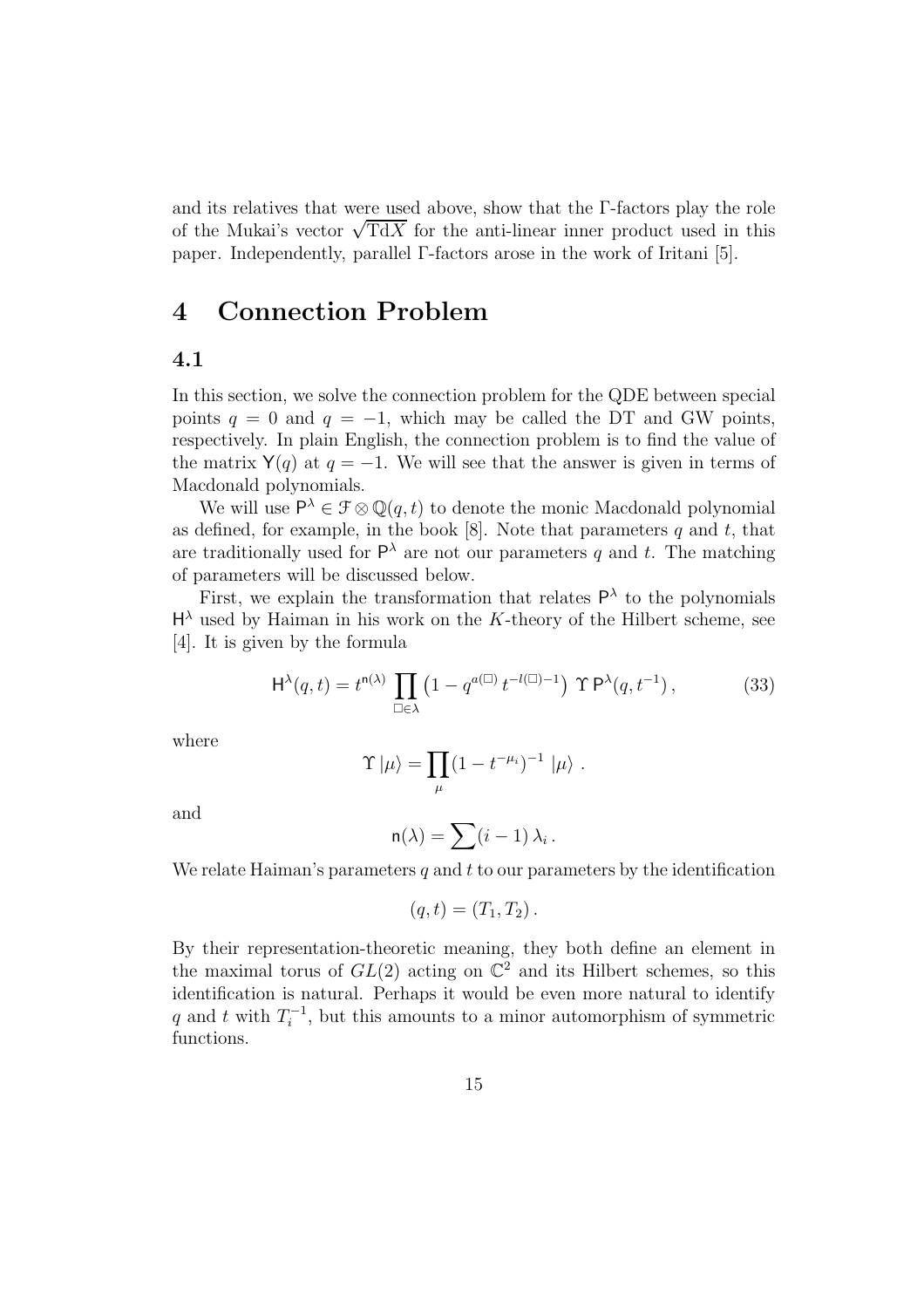and its relatives that were used above, show that the Γ-factors play the role of the Mukai's vector $\sqrt{\mathrm{Td} X}$ for the anti-linear inner product used in this paper. Independently, parallel Γ-factors arose in the work of Iritani [5].

# 4 Connection Problem

## 4.1

In this section, we solve the connection problem for the QDE between special points $q = 0$ and $q = -1$, which may be called the DT and GW points, respectively. In plain English, the connection problem is to find the value of the matrix $\mathsf{Y}(q)$ at $q = -1$. We will see that the answer is given in terms of Macdonald polynomials.

We will use $\mathsf{P}^\lambda \in \mathcal{F} \otimes \mathbb{Q}(q,t)$ to denote the monic Macdonald polynomial as defined, for example, in the book [8]. Note that parameters $q$ and $t$, that are traditionally used for $\mathsf{P}^\lambda$ are not our parameters $q$ and $t$. The matching of parameters will be discussed below.

First, we explain the transformation that relates $\mathsf{P}^\lambda$ to the polynomials $\mathsf{H}^\lambda$ used by Haiman in his work on the $K$-theory of the Hilbert scheme, see [4]. It is given by the formula

$$\mathsf{H}^\lambda(q,t) = t^{\mathsf{n}(\lambda)} \prod_{\square \in \lambda} \left(1 - q^{a(\square)}\, t^{-l(\square)-1}\right) \, \Upsilon \, \mathsf{P}^\lambda(q, t^{-1}) \,, \tag{33}$$

where

$$\Upsilon \, |\mu\rangle = \prod_{\mu} (1 - t^{-\mu_i})^{-1} \; |\mu\rangle \; .$$

and

$$\mathsf{n}(\lambda) = \sum (i-1)\, \lambda_i \, .$$

We relate Haiman's parameters $q$ and $t$ to our parameters by the identification

$$(q,t) = (T_1, T_2) \, .$$

By their representation-theoretic meaning, they both define an element in the maximal torus of $GL(2)$ acting on $\mathbb{C}^2$ and its Hilbert schemes, so this identification is natural. Perhaps it would be even more natural to identify $q$ and $t$ with $T_i^{-1}$, but this amounts to a minor automorphism of symmetric functions.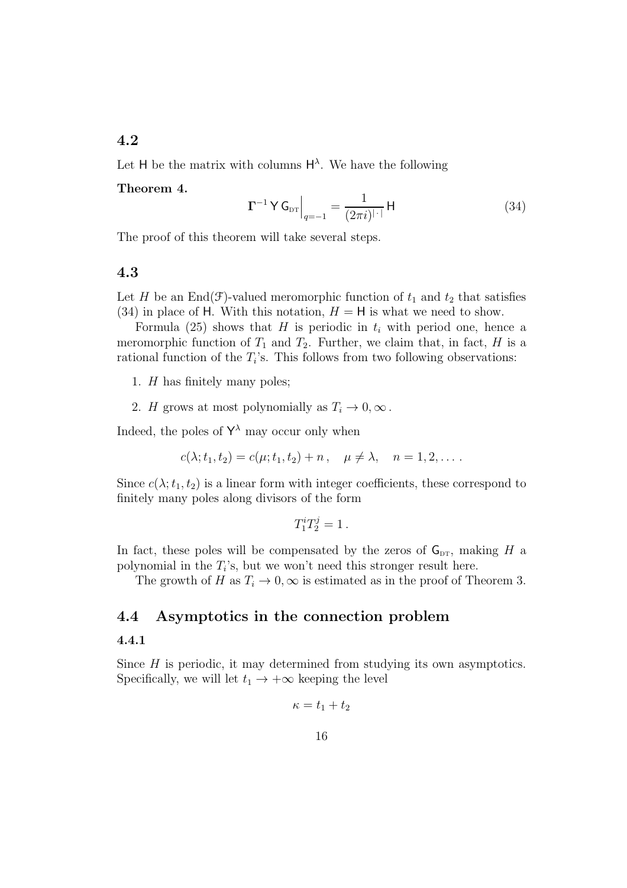### 4.2

Let $\mathsf{H}$ be the matrix with columns $\mathsf{H}^\lambda$. We have the following

**Theorem 4.**

$$\mathbf{\Gamma}^{-1}\, \mathsf{Y}\, \mathsf{G}_{\rm DT}\Big|_{q=-1} = \frac{1}{(2\pi i)^{|\cdot|}}\, \mathsf{H} \tag{34}$$

The proof of this theorem will take several steps.

### 4.3

Let $H$ be an $\mathrm{End}(\mathcal{F})$-valued meromorphic function of $t_1$ and $t_2$ that satisfies (34) in place of $\mathsf{H}$. With this notation, $H = \mathsf{H}$ is what we need to show.

Formula (25) shows that $H$ is periodic in $t_i$ with period one, hence a meromorphic function of $T_1$ and $T_2$. Further, we claim that, in fact, $H$ is a rational function of the $T_i$'s. This follows from two following observations:

1. $H$ has finitely many poles;
2. $H$ grows at most polynomially as $T_i \to 0, \infty$.

Indeed, the poles of $\mathsf{Y}^\lambda$ may occur only when

$$c(\lambda; t_1, t_2) = c(\mu; t_1, t_2) + n\,, \quad \mu \neq \lambda, \quad n = 1, 2, \dots\,.$$

Since $c(\lambda; t_1, t_2)$ is a linear form with integer coefficients, these correspond to finitely many poles along divisors of the form

$$T_1^i T_2^j = 1\,.$$

In fact, these poles will be compensated by the zeros of $\mathsf{G}_{\rm DT}$, making $H$ a polynomial in the $T_i$'s, but we won't need this stronger result here.

The growth of $H$ as $T_i \to 0, \infty$ is estimated as in the proof of Theorem 3.

### 4.4 Asymptotics in the connection problem

#### 4.4.1

Since $H$ is periodic, it may determined from studying its own asymptotics. Specifically, we will let $t_1 \to +\infty$ keeping the level

$$\kappa = t_1 + t_2$$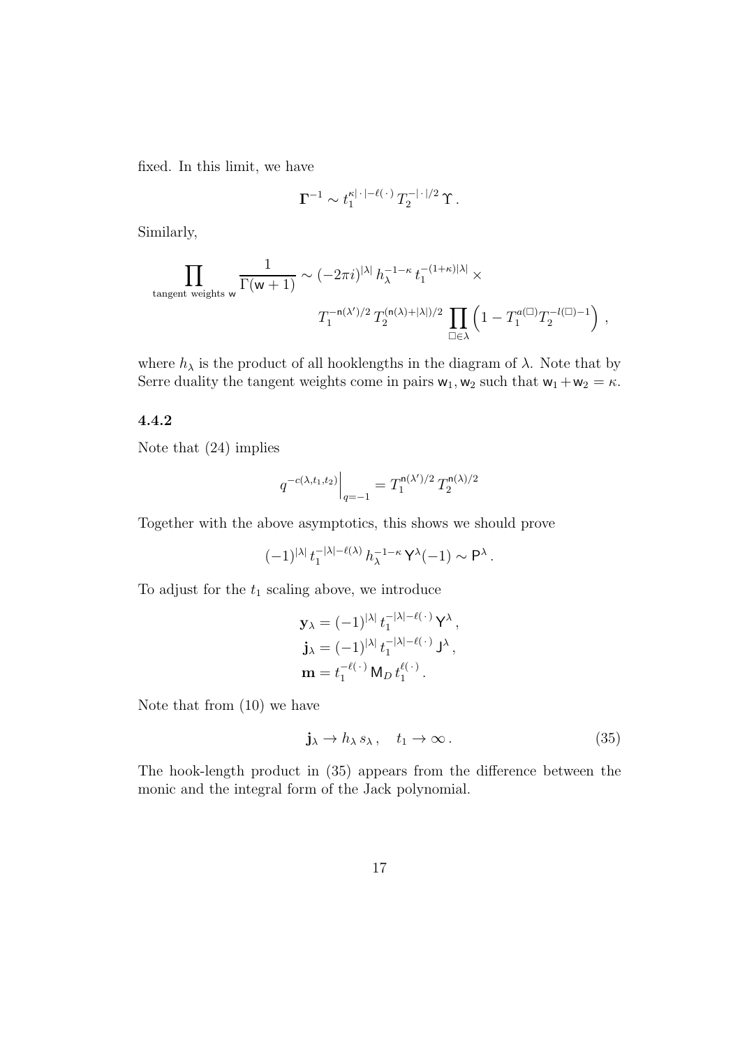fixed. In this limit, we have

$$\mathbf{\Gamma}^{-1} \sim t_1^{\kappa|\,\cdot\,|-\ell(\,\cdot\,)}\, T_2^{-|\,\cdot\,|/2}\, \Upsilon\,.$$

Similarly,

$$\prod_{\text{tangent weights } \mathsf{w}} \frac{1}{\Gamma(\mathsf{w}+1)} \sim (-2\pi i)^{|\lambda|}\, h_\lambda^{-1-\kappa}\, t_1^{-(1+\kappa)|\lambda|} \times \\ T_1^{-\mathsf{n}(\lambda')/2}\, T_2^{(\mathsf{n}(\lambda)+|\lambda|)/2} \prod_{\square\in\lambda}\left(1 - T_1^{a(\square)} T_2^{-l(\square)-1}\right)\,,$$

where $h_\lambda$ is the product of all hooklengths in the diagram of $\lambda$. Note that by Serre duality the tangent weights come in pairs $\mathsf{w}_1, \mathsf{w}_2$ such that $\mathsf{w}_1 + \mathsf{w}_2 = \kappa$.

### 4.4.2

Note that (24) implies

$$q^{-c(\lambda,t_1,t_2)}\Big|_{q=-1} = T_1^{\mathsf{n}(\lambda')/2}\, T_2^{\mathsf{n}(\lambda)/2}$$

Together with the above asymptotics, this shows we should prove

$$(-1)^{|\lambda|}\, t_1^{-|\lambda|-\ell(\lambda)}\, h_\lambda^{-1-\kappa}\, \mathsf{Y}^\lambda(-1) \sim \mathsf{P}^\lambda\,.$$

To adjust for the $t_1$ scaling above, we introduce

$$\begin{aligned}
\mathbf{y}_\lambda &= (-1)^{|\lambda|}\, t_1^{-|\lambda|-\ell(\,\cdot\,)}\, \mathsf{Y}^\lambda\,,\\
\mathbf{j}_\lambda &= (-1)^{|\lambda|}\, t_1^{-|\lambda|-\ell(\,\cdot\,)}\, \mathsf{J}^\lambda\,,\\
\mathbf{m} &= t_1^{-\ell(\,\cdot\,)}\, \mathsf{M}_D\, t_1^{\ell(\,\cdot\,)}\,.
\end{aligned}$$

Note that from (10) we have

$$\mathbf{j}_\lambda \to h_\lambda\, s_\lambda\,, \quad t_1 \to \infty\,. \tag{35}$$

The hook-length product in (35) appears from the difference between the monic and the integral form of the Jack polynomial.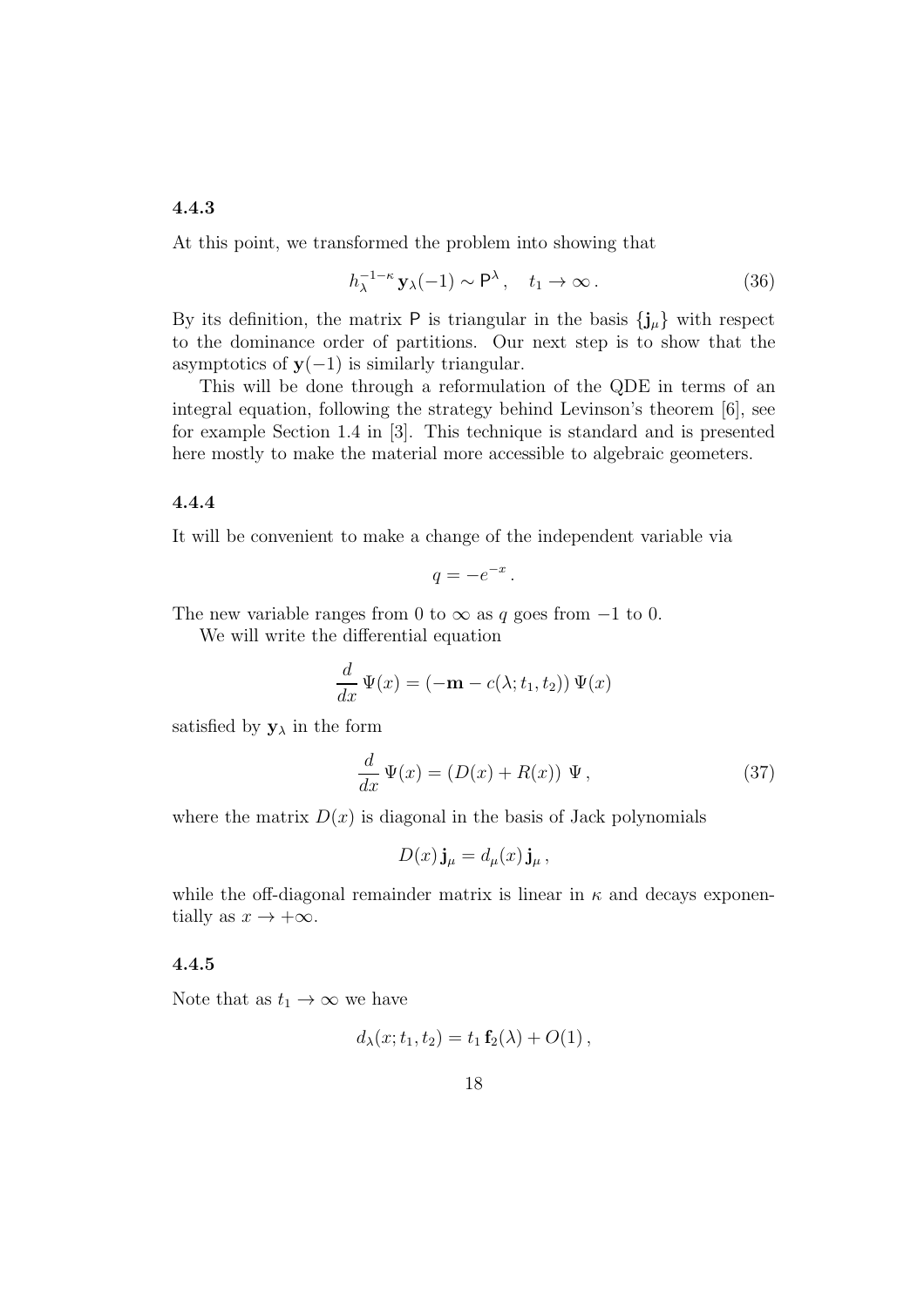#### 4.4.3

At this point, we transformed the problem into showing that

$$h_\lambda^{-1-\kappa}\, \mathbf{y}_\lambda(-1) \sim \mathsf{P}^\lambda\,, \quad t_1 \to \infty\,. \tag{36}$$

By its definition, the matrix $\mathsf{P}$ is triangular in the basis $\{\mathbf{j}_\mu\}$ with respect to the dominance order of partitions. Our next step is to show that the asymptotics of $\mathbf{y}(-1)$ is similarly triangular.

This will be done through a reformulation of the QDE in terms of an integral equation, following the strategy behind Levinson's theorem [6], see for example Section 1.4 in [3]. This technique is standard and is presented here mostly to make the material more accessible to algebraic geometers.

#### 4.4.4

It will be convenient to make a change of the independent variable via

$$q = -e^{-x}\,.$$

The new variable ranges from 0 to $\infty$ as $q$ goes from $-1$ to 0.

We will write the differential equation

$$\frac{d}{dx}\,\Psi(x) = (-\mathbf{m} - c(\lambda; t_1, t_2))\,\Psi(x)$$

satisfied by $\mathbf{y}_\lambda$ in the form

$$\frac{d}{dx}\,\Psi(x) = (D(x) + R(x))\;\Psi\,, \tag{37}$$

where the matrix $D(x)$ is diagonal in the basis of Jack polynomials

$$D(x)\,\mathbf{j}_\mu = d_\mu(x)\,\mathbf{j}_\mu\,,$$

while the off-diagonal remainder matrix is linear in $\kappa$ and decays exponentially as $x \to +\infty$.

#### 4.4.5

Note that as $t_1 \to \infty$ we have

$$d_\lambda(x; t_1, t_2) = t_1\,\mathbf{f}_2(\lambda) + O(1)\,,$$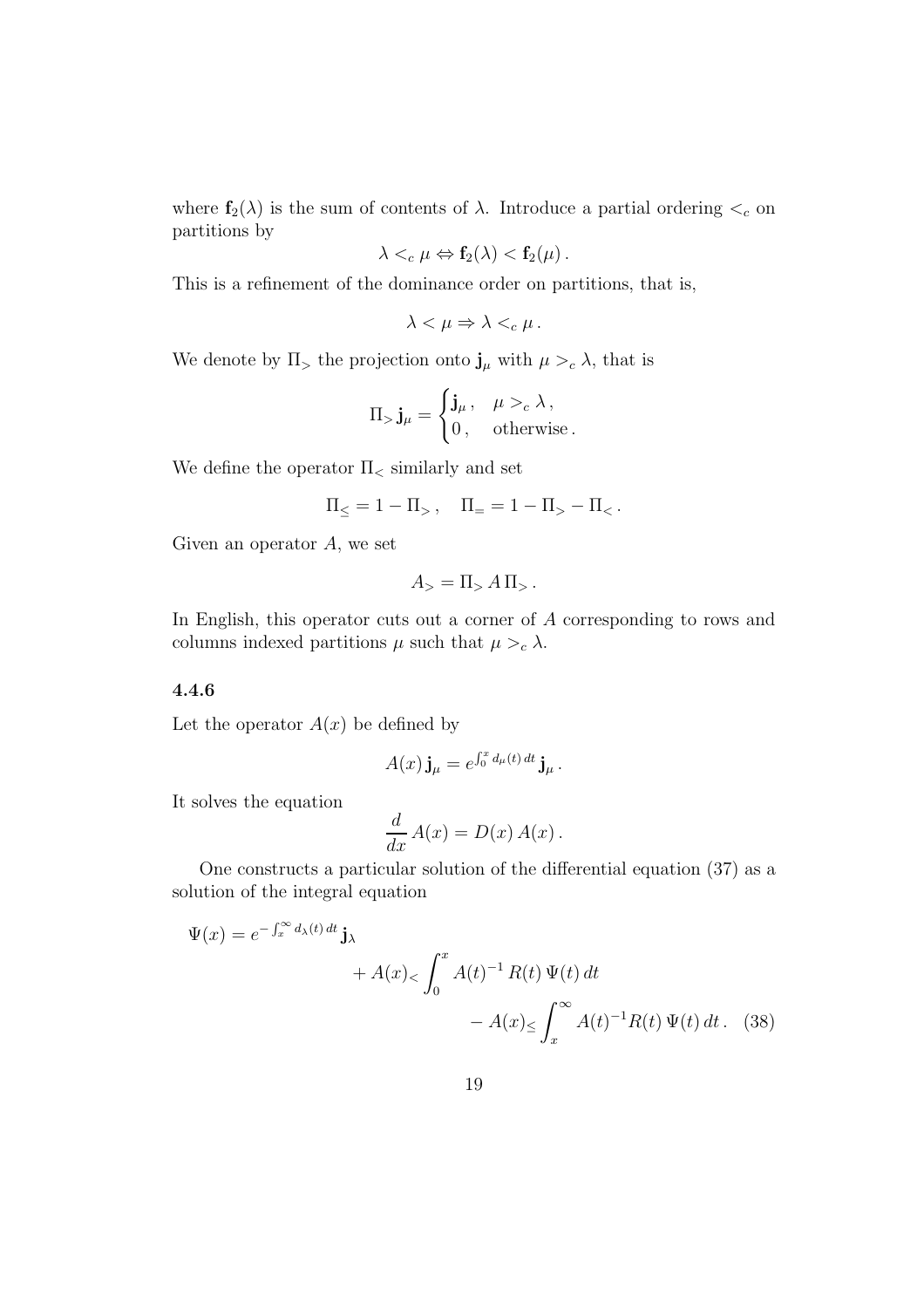where $\mathbf{f}_2(\lambda)$ is the sum of contents of $\lambda$. Introduce a partial ordering $<_c$ on partitions by

$$\lambda <_c \mu \Leftrightarrow \mathbf{f}_2(\lambda) < \mathbf{f}_2(\mu) .$$

This is a refinement of the dominance order on partitions, that is,

$$\lambda < \mu \Rightarrow \lambda <_c \mu .$$

We denote by $\Pi_>$ the projection onto $\mathbf{j}_\mu$ with $\mu >_c \lambda$, that is

$$\Pi_> \mathbf{j}_\mu = \begin{cases} \mathbf{j}_\mu , & \mu >_c \lambda , \\ 0 , & \text{otherwise} . \end{cases}$$

We define the operator $\Pi_<$ similarly and set

$$\Pi_\leq = 1 - \Pi_> , \quad \Pi_= = 1 - \Pi_> - \Pi_< .$$

Given an operator $A$, we set

$$A_> = \Pi_> A \, \Pi_> .$$

In English, this operator cuts out a corner of $A$ corresponding to rows and columns indexed partitions $\mu$ such that $\mu >_c \lambda$.

#### 4.4.6

Let the operator $A(x)$ be defined by

$$A(x) \, \mathbf{j}_\mu = e^{\int_0^x d_\mu(t) \, dt} \, \mathbf{j}_\mu .$$

It solves the equation

$$\frac{d}{dx} A(x) = D(x) \, A(x) .$$

One constructs a particular solution of the differential equation (37) as a solution of the integral equation

$$\begin{aligned} \Psi(x) = e^{-\int_x^\infty d_\lambda(t) \, dt} \, \mathbf{j}_\lambda & \\ + A(x)_< \int_0^x A(t)^{-1} \, R(t) \, \Psi(t) \, dt & \\ - A(x)_\leq \int_x^\infty A(t)^{-1} R(t) \, \Psi(t) \, dt . & \quad (38) \end{aligned}$$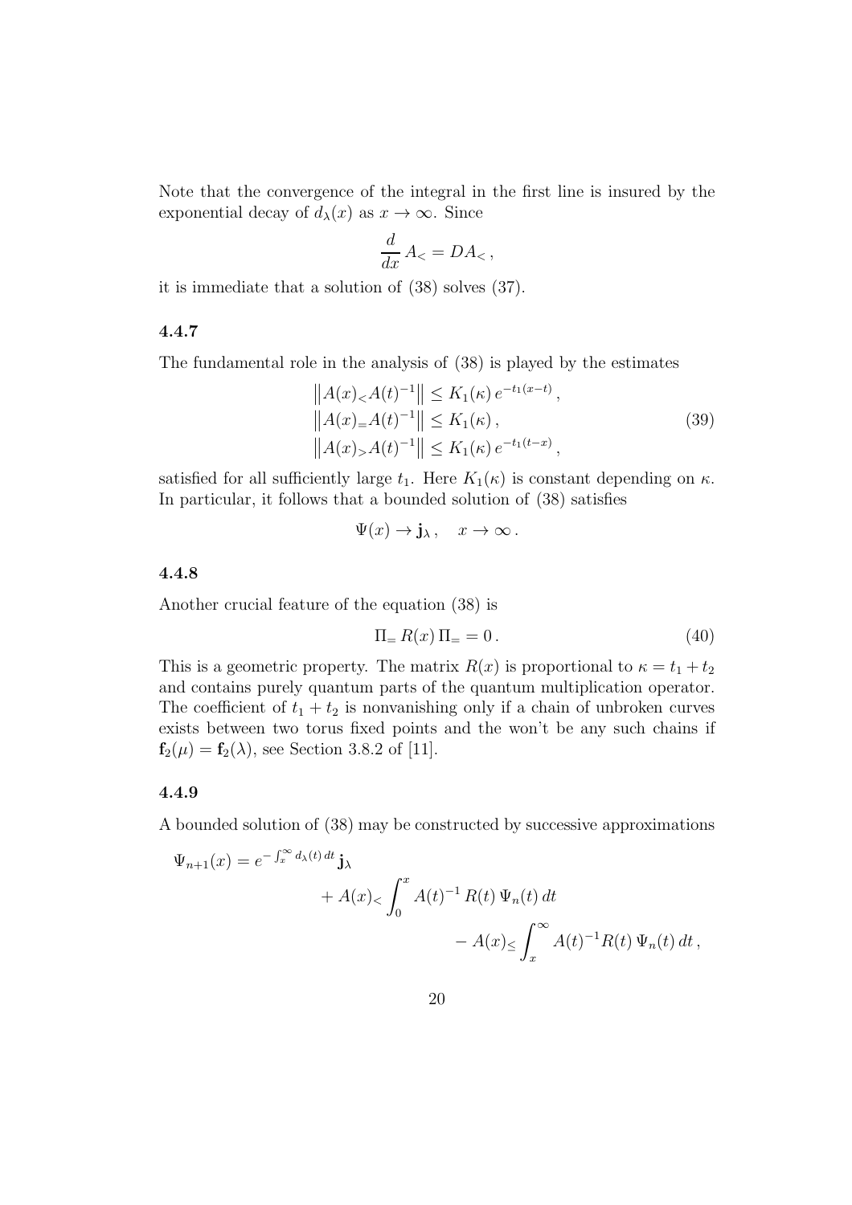Note that the convergence of the integral in the first line is insured by the exponential decay of $d_\lambda(x)$ as $x \to \infty$. Since

$$\frac{d}{dx} A_< = D A_< \,,$$

it is immediate that a solution of (38) solves (37).

### 4.4.7

The fundamental role in the analysis of (38) is played by the estimates

$$\begin{aligned}
\left\| A(x)_< A(t)^{-1} \right\| &\le K_1(\kappa)\, e^{-t_1(x-t)} \,, \\
\left\| A(x)_= A(t)^{-1} \right\| &\le K_1(\kappa) \,, \\
\left\| A(x)_> A(t)^{-1} \right\| &\le K_1(\kappa)\, e^{-t_1(t-x)} \,,
\end{aligned} \tag{39}$$

satisfied for all sufficiently large $t_1$. Here $K_1(\kappa)$ is constant depending on $\kappa$. In particular, it follows that a bounded solution of (38) satisfies

$$\Psi(x) \to \mathbf{j}_\lambda \,, \quad x \to \infty \,.$$

### 4.4.8

Another crucial feature of the equation (38) is

$$\Pi_= \, R(x) \, \Pi_= = 0 \,. \tag{40}$$

This is a geometric property. The matrix $R(x)$ is proportional to $\kappa = t_1 + t_2$ and contains purely quantum parts of the quantum multiplication operator. The coefficient of $t_1 + t_2$ is nonvanishing only if a chain of unbroken curves exists between two torus fixed points and the won't be any such chains if $\mathbf{f}_2(\mu) = \mathbf{f}_2(\lambda)$, see Section 3.8.2 of [11].

### 4.4.9

A bounded solution of (38) may be constructed by successive approximations

$$\begin{aligned}
\Psi_{n+1}(x) = e^{-\int_x^\infty d_\lambda(t)\, dt}\, \mathbf{j}_\lambda
&+ A(x)_< \int_0^x A(t)^{-1} \, R(t) \, \Psi_n(t) \, dt \\
&- A(x)_\le \int_x^\infty A(t)^{-1} R(t) \, \Psi_n(t) \, dt \,,
\end{aligned}$$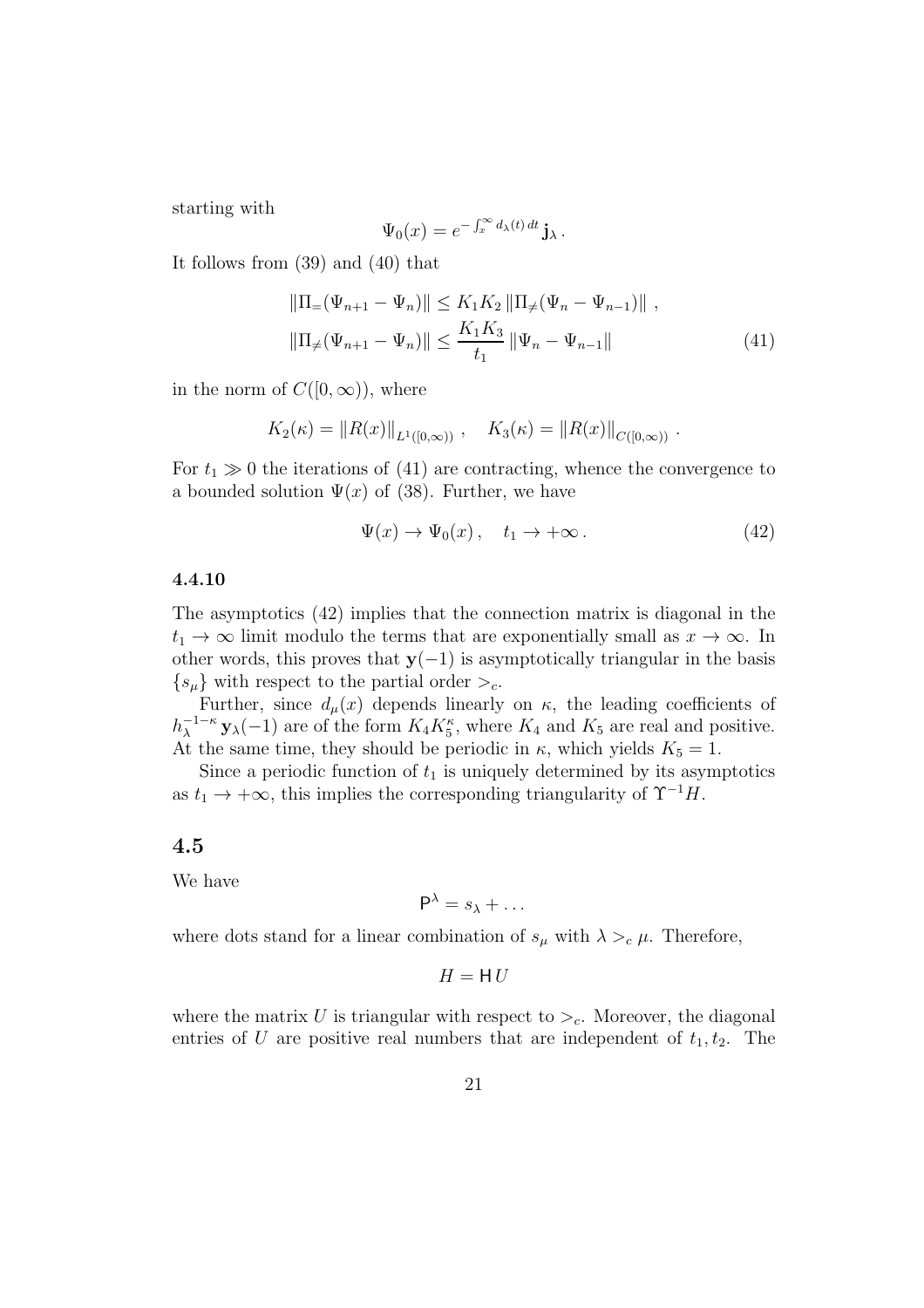starting with

$$\Psi_0(x) = e^{-\int_x^\infty d_\lambda(t)\,dt}\,\mathbf{j}_\lambda\,.$$

It follows from (39) and (40) that

$$\begin{aligned}
\|\Pi_=(\Psi_{n+1}-\Psi_n)\| &\le K_1 K_2\,\|\Pi_{\neq}(\Psi_n-\Psi_{n-1})\|\,,\\
\|\Pi_{\neq}(\Psi_{n+1}-\Psi_n)\| &\le \frac{K_1 K_3}{t_1}\,\|\Psi_n-\Psi_{n-1}\|
\end{aligned}\tag{41}$$

in the norm of $C([0,\infty))$, where

$$K_2(\kappa) = \|R(x)\|_{L^1([0,\infty))}\,,\quad K_3(\kappa) = \|R(x)\|_{C([0,\infty))}\,.$$

For $t_1 \gg 0$ the iterations of (41) are contracting, whence the convergence to a bounded solution $\Psi(x)$ of (38). Further, we have

$$\Psi(x) \to \Psi_0(x)\,,\quad t_1 \to +\infty\,. \tag{42}$$

### 4.4.10

The asymptotics (42) implies that the connection matrix is diagonal in the $t_1 \to \infty$ limit modulo the terms that are exponentially small as $x \to \infty$. In other words, this proves that $\mathbf{y}(-1)$ is asymptotically triangular in the basis $\{s_\mu\}$ with respect to the partial order $>_c$.

Further, since $d_\mu(x)$ depends linearly on $\kappa$, the leading coefficients of $h_\lambda^{-1-\kappa}\mathbf{y}_\lambda(-1)$ are of the form $K_4 K_5^\kappa$, where $K_4$ and $K_5$ are real and positive. At the same time, they should be periodic in $\kappa$, which yields $K_5 = 1$.

Since a periodic function of $t_1$ is uniquely determined by its asymptotics as $t_1 \to +\infty$, this implies the corresponding triangularity of $\Upsilon^{-1}H$.

## 4.5

We have

$$\mathsf{P}^\lambda = s_\lambda + \dots$$

where dots stand for a linear combination of $s_\mu$ with $\lambda >_c \mu$. Therefore,

$$H = \mathsf{H}\,U$$

where the matrix $U$ is triangular with respect to $>_c$. Moreover, the diagonal entries of $U$ are positive real numbers that are independent of $t_1, t_2$. The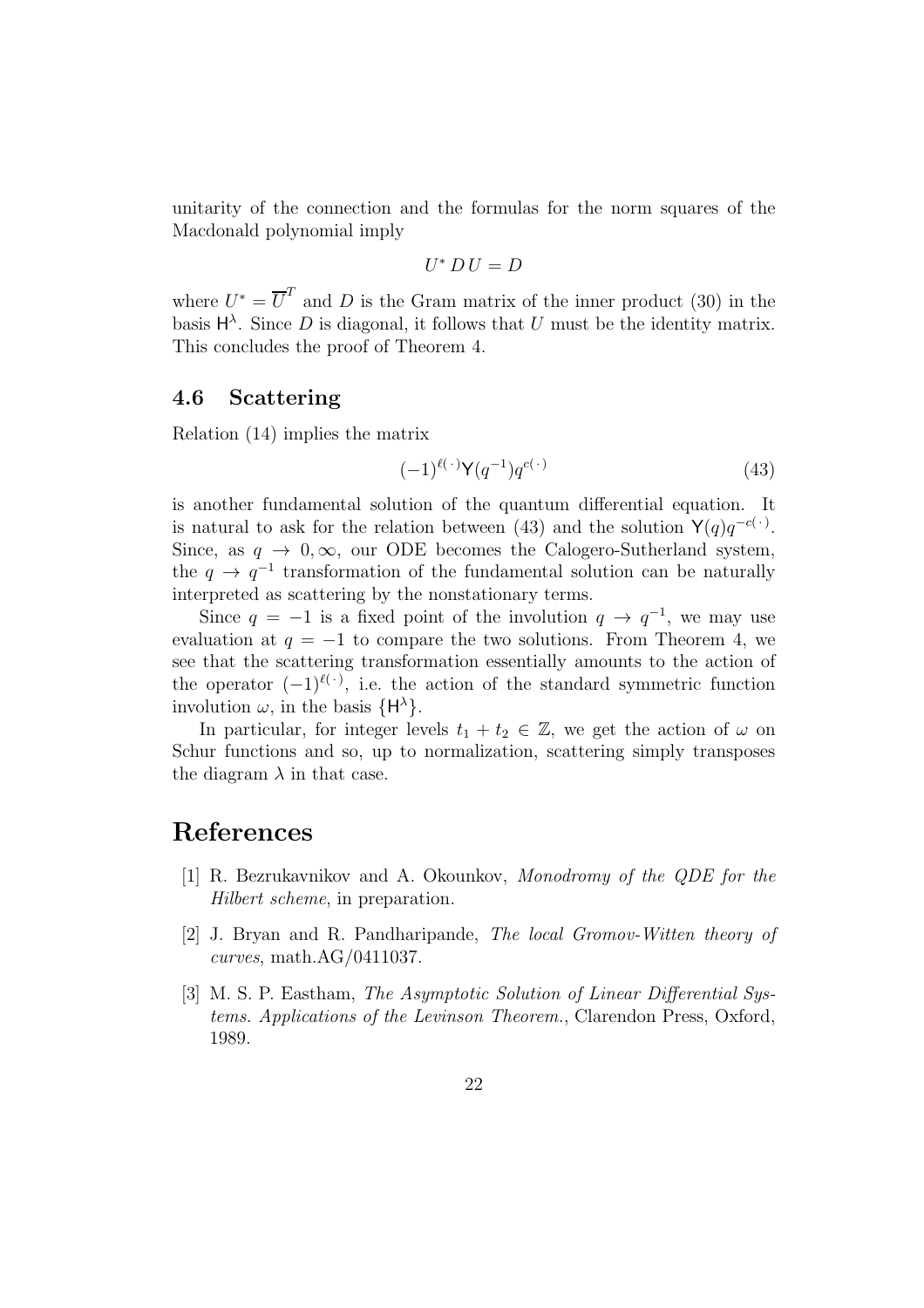unitarity of the connection and the formulas for the norm squares of the Macdonald polynomial imply

$$U^* \, D \, U = D$$

where $U^* = \overline{U}^T$ and $D$ is the Gram matrix of the inner product (30) in the basis $\mathsf{H}^\lambda$. Since $D$ is diagonal, it follows that $U$ must be the identity matrix. This concludes the proof of Theorem 4.

### 4.6 Scattering

Relation (14) implies the matrix

$$(-1)^{\ell(\,\cdot\,)} \mathsf{Y}(q^{-1}) q^{c(\,\cdot\,)} \tag{43}$$

is another fundamental solution of the quantum differential equation. It is natural to ask for the relation between (43) and the solution $\mathsf{Y}(q) q^{-c(\,\cdot\,)}$. Since, as $q \to 0, \infty$, our ODE becomes the Calogero-Sutherland system, the $q \to q^{-1}$ transformation of the fundamental solution can be naturally interpreted as scattering by the nonstationary terms.

Since $q = -1$ is a fixed point of the involution $q \to q^{-1}$, we may use evaluation at $q = -1$ to compare the two solutions. From Theorem 4, we see that the scattering transformation essentially amounts to the action of the operator $(-1)^{\ell(\,\cdot\,)}$, i.e. the action of the standard symmetric function involution $\omega$, in the basis $\{\mathsf{H}^\lambda\}$.

In particular, for integer levels $t_1 + t_2 \in \mathbb{Z}$, we get the action of $\omega$ on Schur functions and so, up to normalization, scattering simply transposes the diagram $\lambda$ in that case.

# References

[1] R. Bezrukavnikov and A. Okounkov, *Monodromy of the QDE for the Hilbert scheme*, in preparation.

[2] J. Bryan and R. Pandharipande, *The local Gromov-Witten theory of curves*, math.AG/0411037.

[3] M. S. P. Eastham, *The Asymptotic Solution of Linear Differential Systems. Applications of the Levinson Theorem.*, Clarendon Press, Oxford, 1989.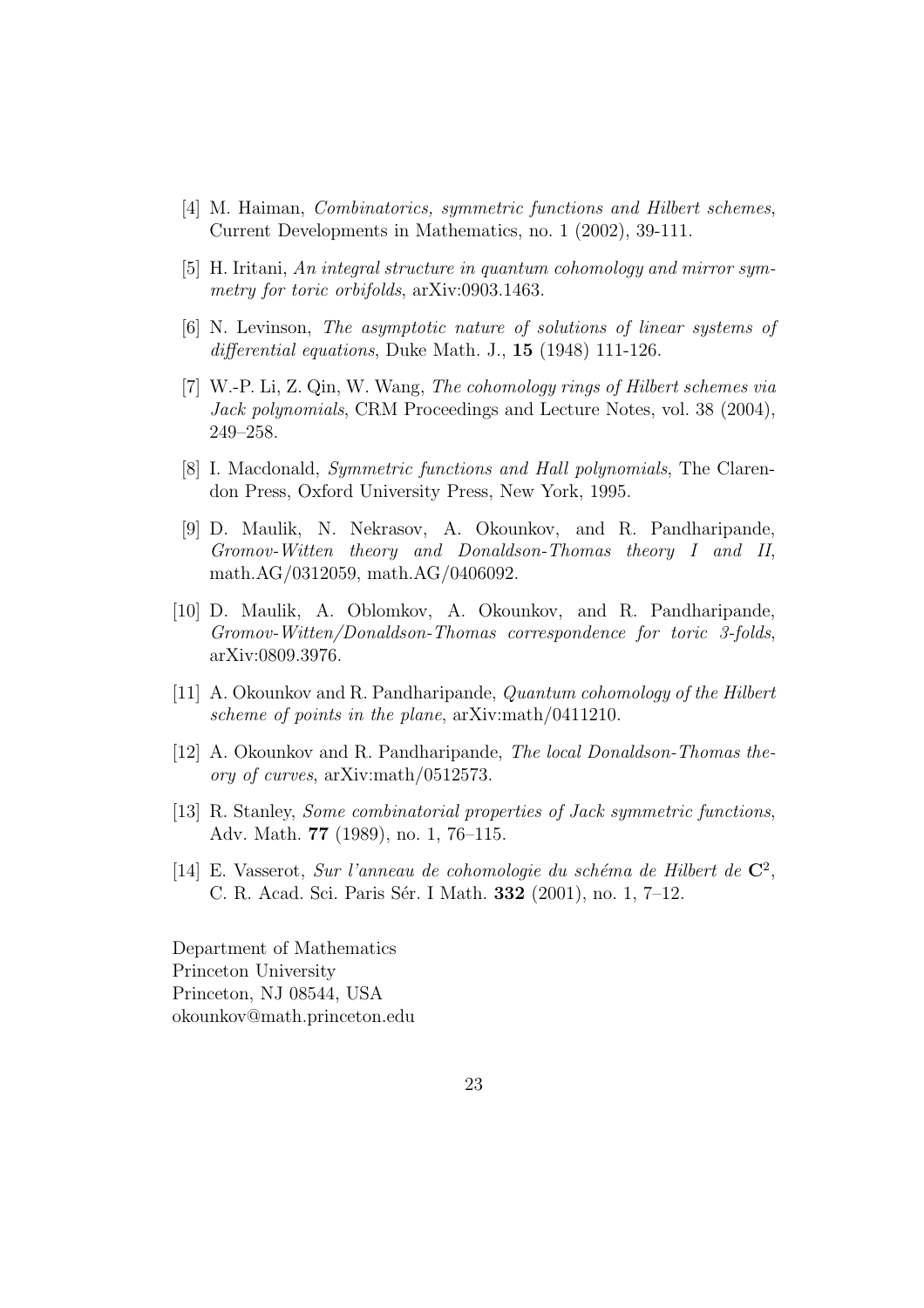[4] M. Haiman, *Combinatorics, symmetric functions and Hilbert schemes*, Current Developments in Mathematics, no. 1 (2002), 39-111.

[5] H. Iritani, *An integral structure in quantum cohomology and mirror symmetry for toric orbifolds*, arXiv:0903.1463.

[6] N. Levinson, *The asymptotic nature of solutions of linear systems of differential equations*, Duke Math. J., **15** (1948) 111-126.

[7] W.-P. Li, Z. Qin, W. Wang, *The cohomology rings of Hilbert schemes via Jack polynomials*, CRM Proceedings and Lecture Notes, vol. 38 (2004), 249–258.

[8] I. Macdonald, *Symmetric functions and Hall polynomials*, The Clarendon Press, Oxford University Press, New York, 1995.

[9] D. Maulik, N. Nekrasov, A. Okounkov, and R. Pandharipande, *Gromov-Witten theory and Donaldson-Thomas theory I and II*, math.AG/0312059, math.AG/0406092.

[10] D. Maulik, A. Oblomkov, A. Okounkov, and R. Pandharipande, *Gromov-Witten/Donaldson-Thomas correspondence for toric 3-folds*, arXiv:0809.3976.

[11] A. Okounkov and R. Pandharipande, *Quantum cohomology of the Hilbert scheme of points in the plane*, arXiv:math/0411210.

[12] A. Okounkov and R. Pandharipande, *The local Donaldson-Thomas theory of curves*, arXiv:math/0512573.

[13] R. Stanley, *Some combinatorial properties of Jack symmetric functions*, Adv. Math. **77** (1989), no. 1, 76–115.

[14] E. Vasserot, *Sur l'anneau de cohomologie du schéma de Hilbert de* $\mathbf{C}^2$, C. R. Acad. Sci. Paris Sér. I Math. **332** (2001), no. 1, 7–12.

Department of Mathematics
Princeton University
Princeton, NJ 08544, USA
okounkov@math.princeton.edu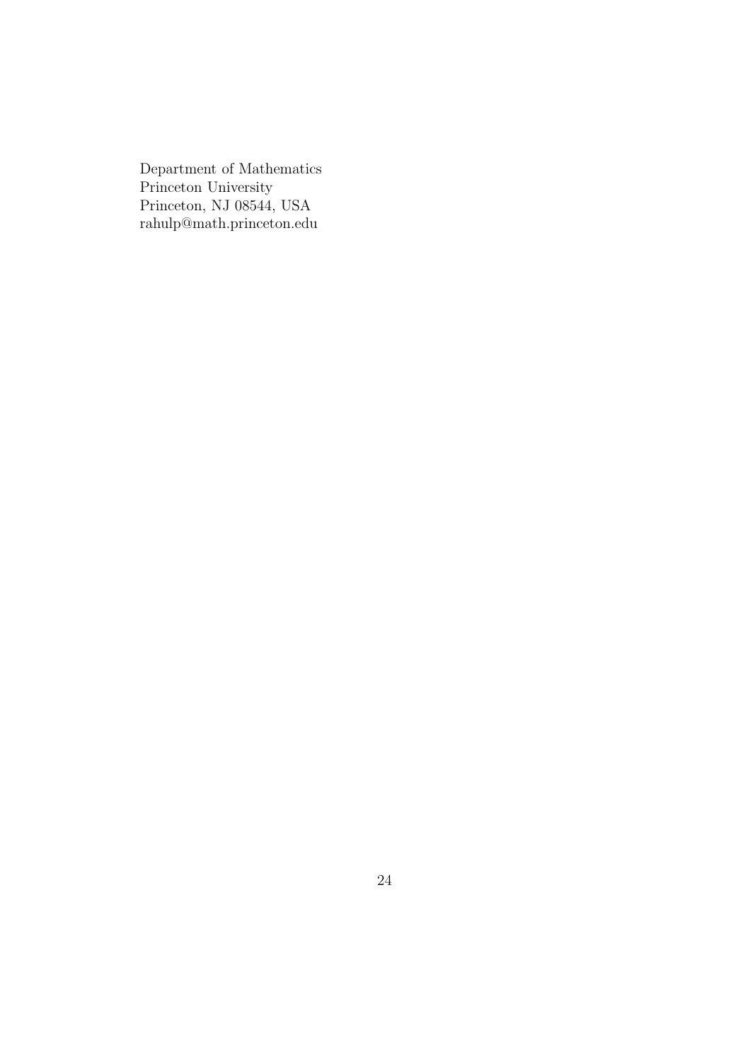Department of Mathematics
Princeton University
Princeton, NJ 08544, USA
rahulp@math.princeton.edu